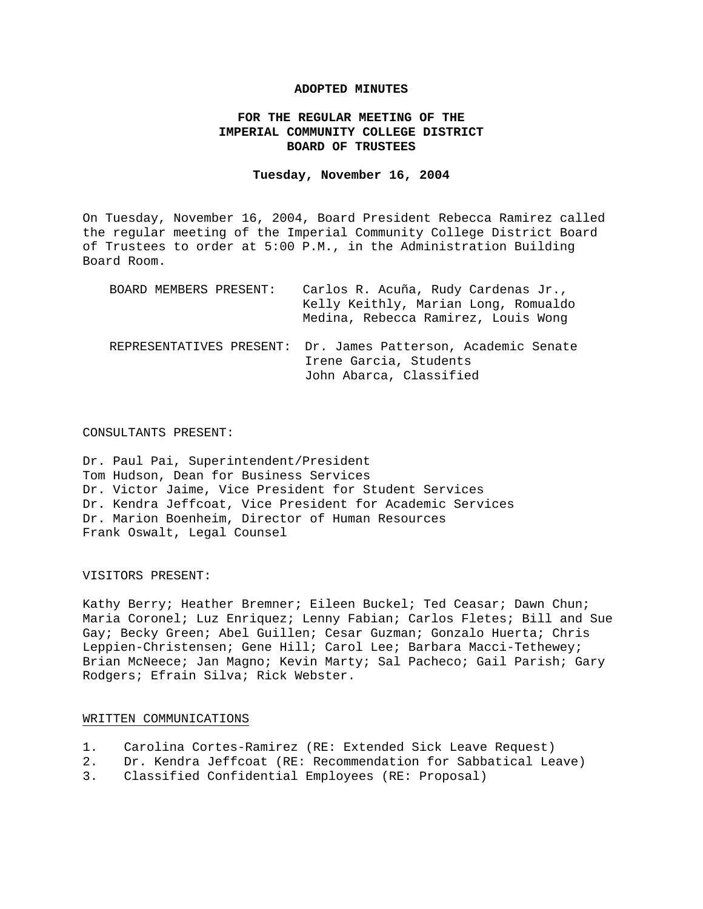# ADOPTED MINUTES

## FOR THE REGULAR MEETING OF THE IMPERIAL COMMUNITY COLLEGE DISTRICT BOARD OF TRUSTEES

**Tuesday, November 16, 2004**

On Tuesday, November 16, 2004, Board President Rebecca Ramirez called the regular meeting of the Imperial Community College District Board of Trustees to order at 5:00 P.M., in the Administration Building Board Room.

BOARD MEMBERS PRESENT: Carlos R. Acuña, Rudy Cardenas Jr., Kelly Keithly, Marian Long, Romualdo Medina, Rebecca Ramirez, Louis Wong

REPRESENTATIVES PRESENT: Dr. James Patterson, Academic Senate
Irene Garcia, Students
John Abarca, Classified

CONSULTANTS PRESENT:

Dr. Paul Pai, Superintendent/President
Tom Hudson, Dean for Business Services
Dr. Victor Jaime, Vice President for Student Services
Dr. Kendra Jeffcoat, Vice President for Academic Services
Dr. Marion Boenheim, Director of Human Resources
Frank Oswalt, Legal Counsel

VISITORS PRESENT:

Kathy Berry; Heather Bremner; Eileen Buckel; Ted Ceasar; Dawn Chun; Maria Coronel; Luz Enriquez; Lenny Fabian; Carlos Fletes; Bill and Sue Gay; Becky Green; Abel Guillen; Cesar Guzman; Gonzalo Huerta; Chris Leppien-Christensen; Gene Hill; Carol Lee; Barbara Macci-Tethewey; Brian McNeece; Jan Magno; Kevin Marty; Sal Pacheco; Gail Parish; Gary Rodgers; Efrain Silva; Rick Webster.

WRITTEN COMMUNICATIONS

1. Carolina Cortes-Ramirez (RE: Extended Sick Leave Request)
2. Dr. Kendra Jeffcoat (RE: Recommendation for Sabbatical Leave)
3. Classified Confidential Employees (RE: Proposal)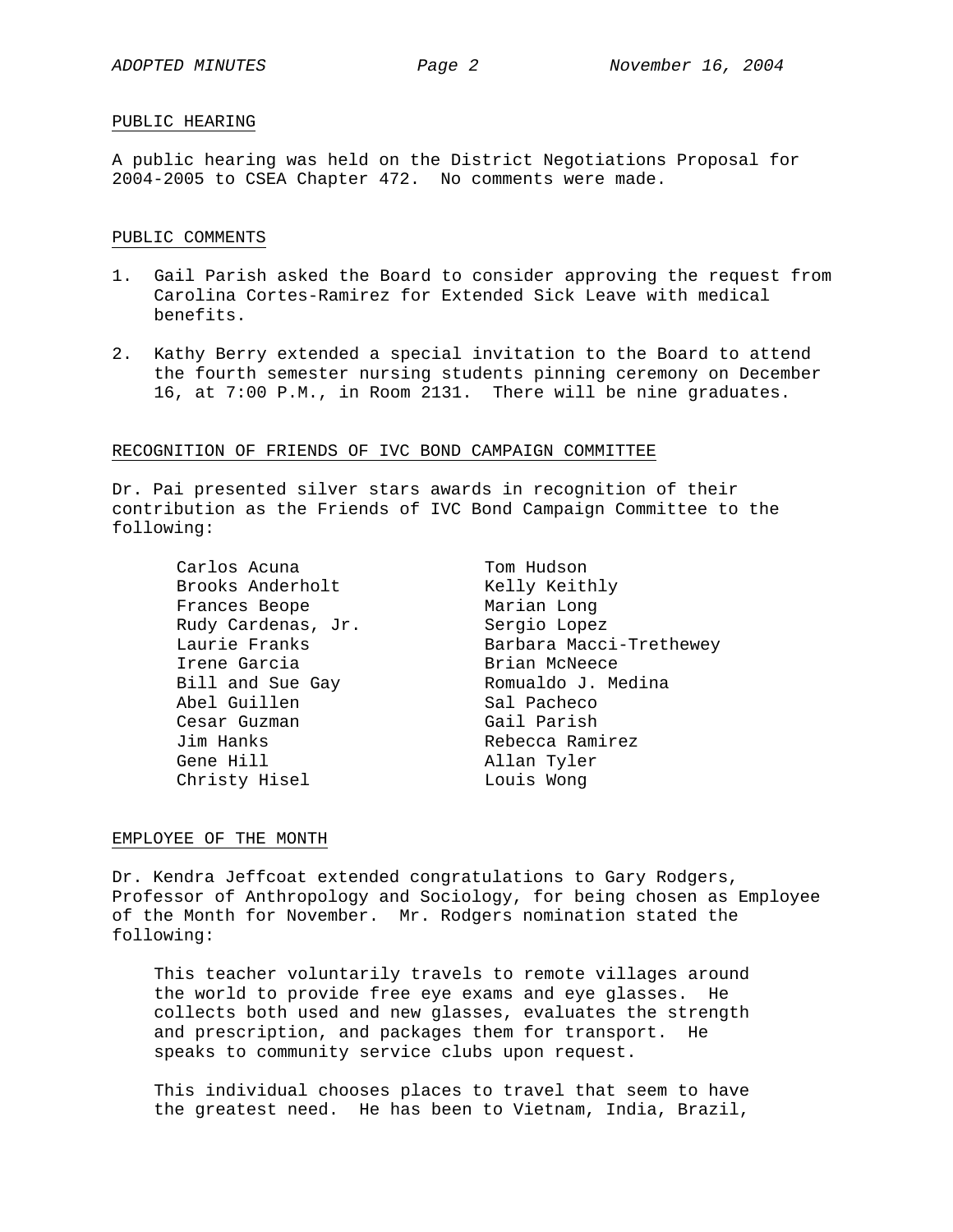## PUBLIC HEARING

A public hearing was held on the District Negotiations Proposal for 2004-2005 to CSEA Chapter 472. No comments were made.

## PUBLIC COMMENTS

1. Gail Parish asked the Board to consider approving the request from Carolina Cortes-Ramirez for Extended Sick Leave with medical benefits.

2. Kathy Berry extended a special invitation to the Board to attend the fourth semester nursing students pinning ceremony on December 16, at 7:00 P.M., in Room 2131. There will be nine graduates.

## RECOGNITION OF FRIENDS OF IVC BOND CAMPAIGN COMMITTEE

Dr. Pai presented silver stars awards in recognition of their contribution as the Friends of IVC Bond Campaign Committee to the following:

- Carlos Acuna
- Brooks Anderholt
- Frances Beope
- Rudy Cardenas, Jr.
- Laurie Franks
- Irene Garcia
- Bill and Sue Gay
- Abel Guillen
- Cesar Guzman
- Jim Hanks
- Gene Hill
- Christy Hisel
- Tom Hudson
- Kelly Keithly
- Marian Long
- Sergio Lopez
- Barbara Macci-Trethewey
- Brian McNeece
- Romualdo J. Medina
- Sal Pacheco
- Gail Parish
- Rebecca Ramirez
- Allan Tyler
- Louis Wong

## EMPLOYEE OF THE MONTH

Dr. Kendra Jeffcoat extended congratulations to Gary Rodgers, Professor of Anthropology and Sociology, for being chosen as Employee of the Month for November. Mr. Rodgers nomination stated the following:

> This teacher voluntarily travels to remote villages around the world to provide free eye exams and eye glasses. He collects both used and new glasses, evaluates the strength and prescription, and packages them for transport. He speaks to community service clubs upon request.
>
> This individual chooses places to travel that seem to have the greatest need. He has been to Vietnam, India, Brazil,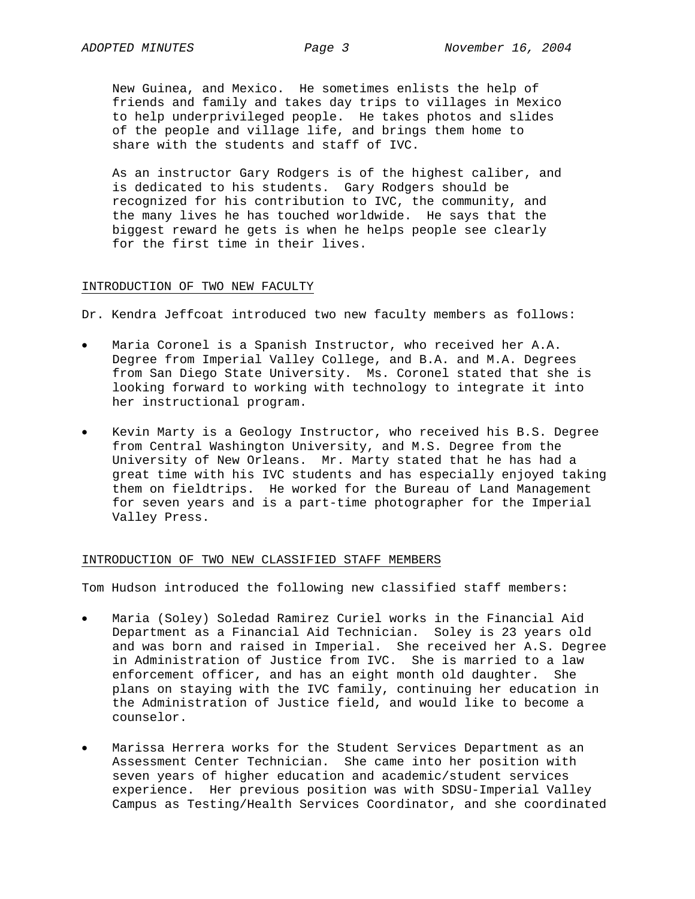New Guinea, and Mexico. He sometimes enlists the help of friends and family and takes day trips to villages in Mexico to help underprivileged people. He takes photos and slides of the people and village life, and brings them home to share with the students and staff of IVC.

As an instructor Gary Rodgers is of the highest caliber, and is dedicated to his students. Gary Rodgers should be recognized for his contribution to IVC, the community, and the many lives he has touched worldwide. He says that the biggest reward he gets is when he helps people see clearly for the first time in their lives.

## INTRODUCTION OF TWO NEW FACULTY

Dr. Kendra Jeffcoat introduced two new faculty members as follows:

- Maria Coronel is a Spanish Instructor, who received her A.A. Degree from Imperial Valley College, and B.A. and M.A. Degrees from San Diego State University. Ms. Coronel stated that she is looking forward to working with technology to integrate it into her instructional program.
- Kevin Marty is a Geology Instructor, who received his B.S. Degree from Central Washington University, and M.S. Degree from the University of New Orleans. Mr. Marty stated that he has had a great time with his IVC students and has especially enjoyed taking them on fieldtrips. He worked for the Bureau of Land Management for seven years and is a part-time photographer for the Imperial Valley Press.

## INTRODUCTION OF TWO NEW CLASSIFIED STAFF MEMBERS

Tom Hudson introduced the following new classified staff members:

- Maria (Soley) Soledad Ramirez Curiel works in the Financial Aid Department as a Financial Aid Technician. Soley is 23 years old and was born and raised in Imperial. She received her A.S. Degree in Administration of Justice from IVC. She is married to a law enforcement officer, and has an eight month old daughter. She plans on staying with the IVC family, continuing her education in the Administration of Justice field, and would like to become a counselor.
- Marissa Herrera works for the Student Services Department as an Assessment Center Technician. She came into her position with seven years of higher education and academic/student services experience. Her previous position was with SDSU-Imperial Valley Campus as Testing/Health Services Coordinator, and she coordinated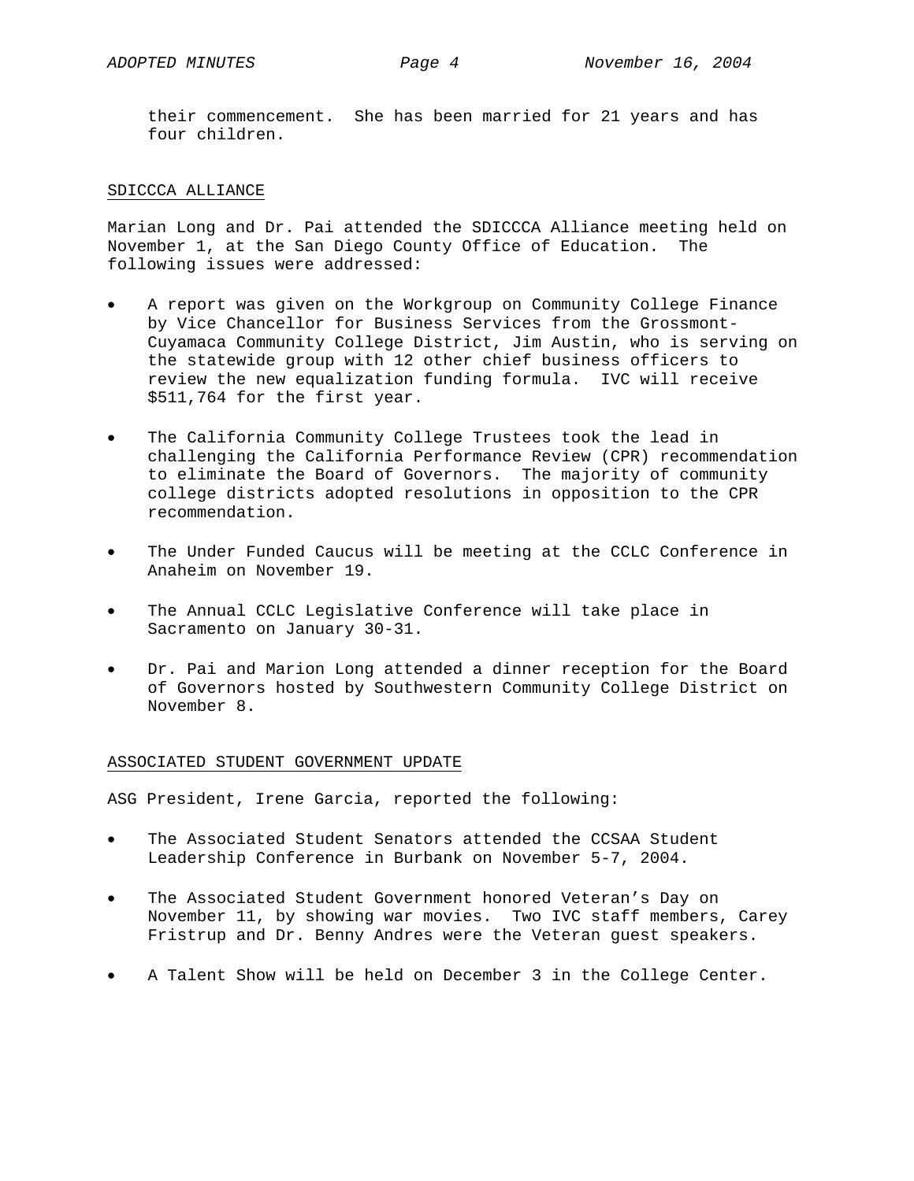their commencement. She has been married for 21 years and has four children.

## SDICCCA ALLIANCE

Marian Long and Dr. Pai attended the SDICCCA Alliance meeting held on November 1, at the San Diego County Office of Education. The following issues were addressed:

- A report was given on the Workgroup on Community College Finance by Vice Chancellor for Business Services from the Grossmont-Cuyamaca Community College District, Jim Austin, who is serving on the statewide group with 12 other chief business officers to review the new equalization funding formula. IVC will receive $511,764 for the first year.

- The California Community College Trustees took the lead in challenging the California Performance Review (CPR) recommendation to eliminate the Board of Governors. The majority of community college districts adopted resolutions in opposition to the CPR recommendation.

- The Under Funded Caucus will be meeting at the CCLC Conference in Anaheim on November 19.

- The Annual CCLC Legislative Conference will take place in Sacramento on January 30-31.

- Dr. Pai and Marion Long attended a dinner reception for the Board of Governors hosted by Southwestern Community College District on November 8.

## ASSOCIATED STUDENT GOVERNMENT UPDATE

ASG President, Irene Garcia, reported the following:

- The Associated Student Senators attended the CCSAA Student Leadership Conference in Burbank on November 5-7, 2004.

- The Associated Student Government honored Veteran's Day on November 11, by showing war movies. Two IVC staff members, Carey Fristrup and Dr. Benny Andres were the Veteran guest speakers.

- A Talent Show will be held on December 3 in the College Center.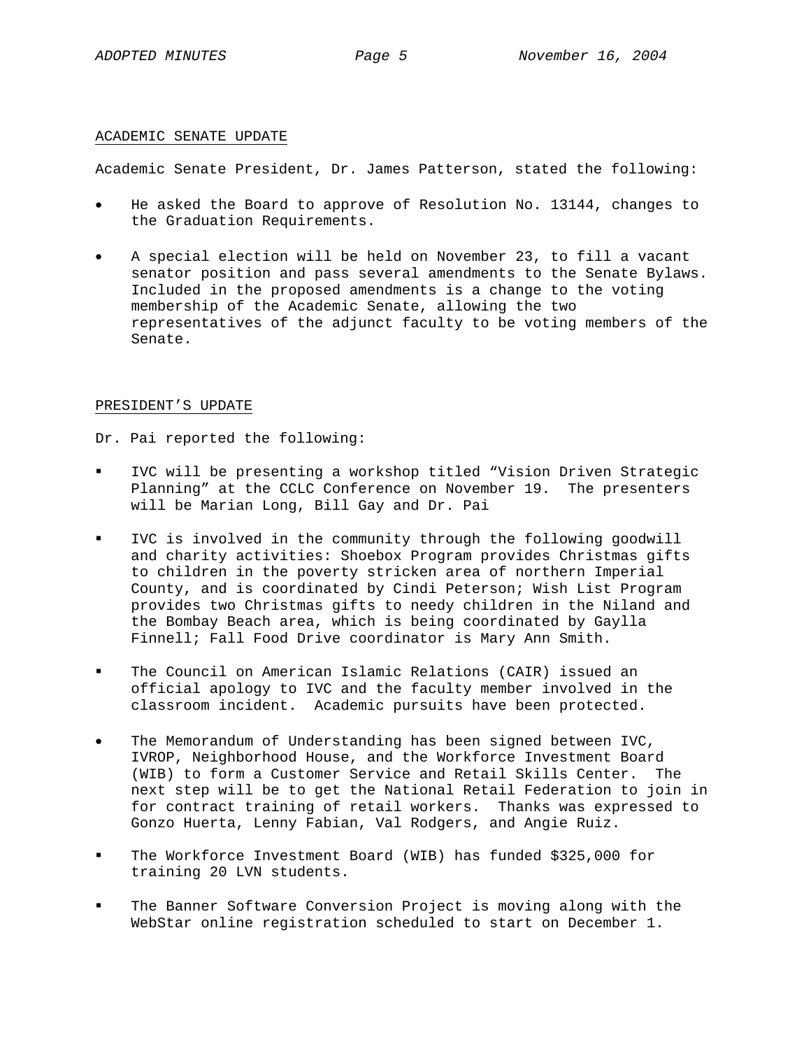## ACADEMIC SENATE UPDATE

Academic Senate President, Dr. James Patterson, stated the following:

- He asked the Board to approve of Resolution No. 13144, changes to the Graduation Requirements.
- A special election will be held on November 23, to fill a vacant senator position and pass several amendments to the Senate Bylaws. Included in the proposed amendments is a change to the voting membership of the Academic Senate, allowing the two representatives of the adjunct faculty to be voting members of the Senate.

## PRESIDENT'S UPDATE

Dr. Pai reported the following:

- IVC will be presenting a workshop titled "Vision Driven Strategic Planning" at the CCLC Conference on November 19. The presenters will be Marian Long, Bill Gay and Dr. Pai
- IVC is involved in the community through the following goodwill and charity activities: Shoebox Program provides Christmas gifts to children in the poverty stricken area of northern Imperial County, and is coordinated by Cindi Peterson; Wish List Program provides two Christmas gifts to needy children in the Niland and the Bombay Beach area, which is being coordinated by Gaylla Finnell; Fall Food Drive coordinator is Mary Ann Smith.
- The Council on American Islamic Relations (CAIR) issued an official apology to IVC and the faculty member involved in the classroom incident. Academic pursuits have been protected.
- The Memorandum of Understanding has been signed between IVC, IVROP, Neighborhood House, and the Workforce Investment Board (WIB) to form a Customer Service and Retail Skills Center. The next step will be to get the National Retail Federation to join in for contract training of retail workers. Thanks was expressed to Gonzo Huerta, Lenny Fabian, Val Rodgers, and Angie Ruiz.
- The Workforce Investment Board (WIB) has funded $325,000 for training 20 LVN students.
- The Banner Software Conversion Project is moving along with the WebStar online registration scheduled to start on December 1.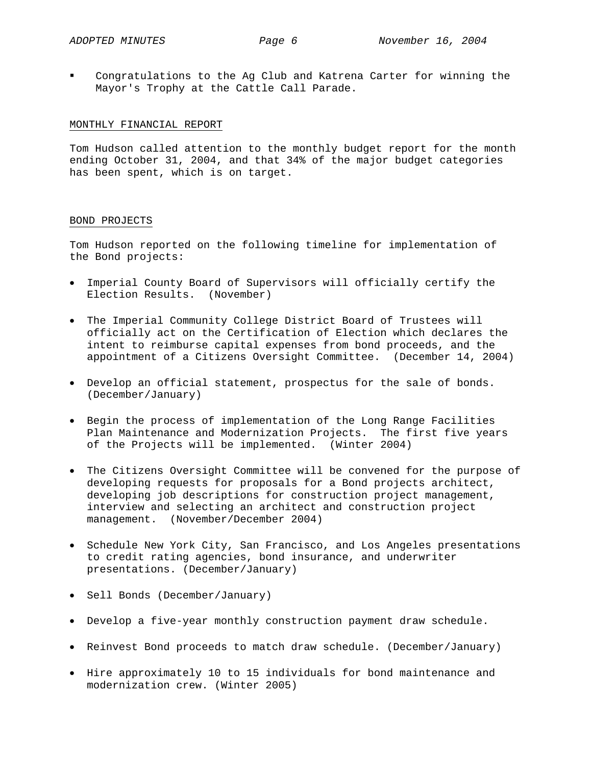- Congratulations to the Ag Club and Katrena Carter for winning the Mayor's Trophy at the Cattle Call Parade.

## MONTHLY FINANCIAL REPORT

Tom Hudson called attention to the monthly budget report for the month ending October 31, 2004, and that 34% of the major budget categories has been spent, which is on target.

## BOND PROJECTS

Tom Hudson reported on the following timeline for implementation of the Bond projects:

- Imperial County Board of Supervisors will officially certify the Election Results. (November)
- The Imperial Community College District Board of Trustees will officially act on the Certification of Election which declares the intent to reimburse capital expenses from bond proceeds, and the appointment of a Citizens Oversight Committee. (December 14, 2004)
- Develop an official statement, prospectus for the sale of bonds. (December/January)
- Begin the process of implementation of the Long Range Facilities Plan Maintenance and Modernization Projects. The first five years of the Projects will be implemented. (Winter 2004)
- The Citizens Oversight Committee will be convened for the purpose of developing requests for proposals for a Bond projects architect, developing job descriptions for construction project management, interview and selecting an architect and construction project management. (November/December 2004)
- Schedule New York City, San Francisco, and Los Angeles presentations to credit rating agencies, bond insurance, and underwriter presentations. (December/January)
- Sell Bonds (December/January)
- Develop a five-year monthly construction payment draw schedule.
- Reinvest Bond proceeds to match draw schedule. (December/January)
- Hire approximately 10 to 15 individuals for bond maintenance and modernization crew. (Winter 2005)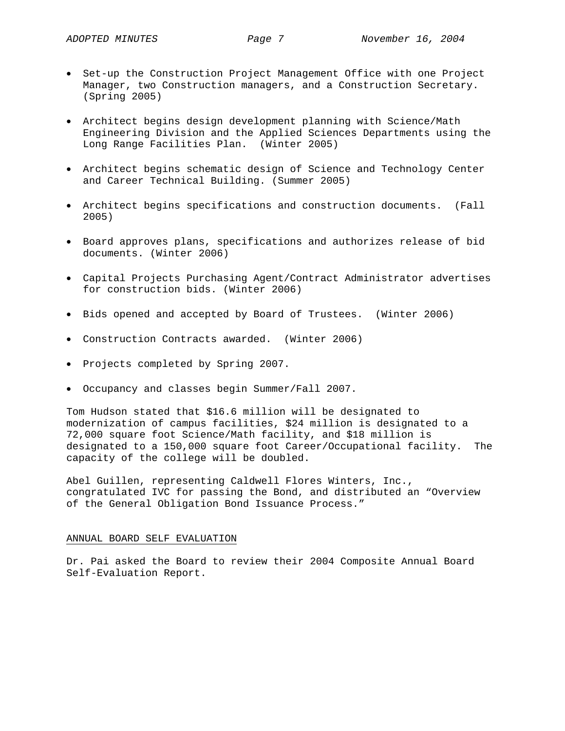- Set-up the Construction Project Management Office with one Project Manager, two Construction managers, and a Construction Secretary. (Spring 2005)

- Architect begins design development planning with Science/Math Engineering Division and the Applied Sciences Departments using the Long Range Facilities Plan. (Winter 2005)

- Architect begins schematic design of Science and Technology Center and Career Technical Building. (Summer 2005)

- Architect begins specifications and construction documents. (Fall 2005)

- Board approves plans, specifications and authorizes release of bid documents. (Winter 2006)

- Capital Projects Purchasing Agent/Contract Administrator advertises for construction bids. (Winter 2006)

- Bids opened and accepted by Board of Trustees. (Winter 2006)

- Construction Contracts awarded. (Winter 2006)

- Projects completed by Spring 2007.

- Occupancy and classes begin Summer/Fall 2007.

Tom Hudson stated that $16.6 million will be designated to modernization of campus facilities, $24 million is designated to a 72,000 square foot Science/Math facility, and $18 million is designated to a 150,000 square foot Career/Occupational facility. The capacity of the college will be doubled.

Abel Guillen, representing Caldwell Flores Winters, Inc., congratulated IVC for passing the Bond, and distributed an "Overview of the General Obligation Bond Issuance Process."

## ANNUAL BOARD SELF EVALUATION

Dr. Pai asked the Board to review their 2004 Composite Annual Board Self-Evaluation Report.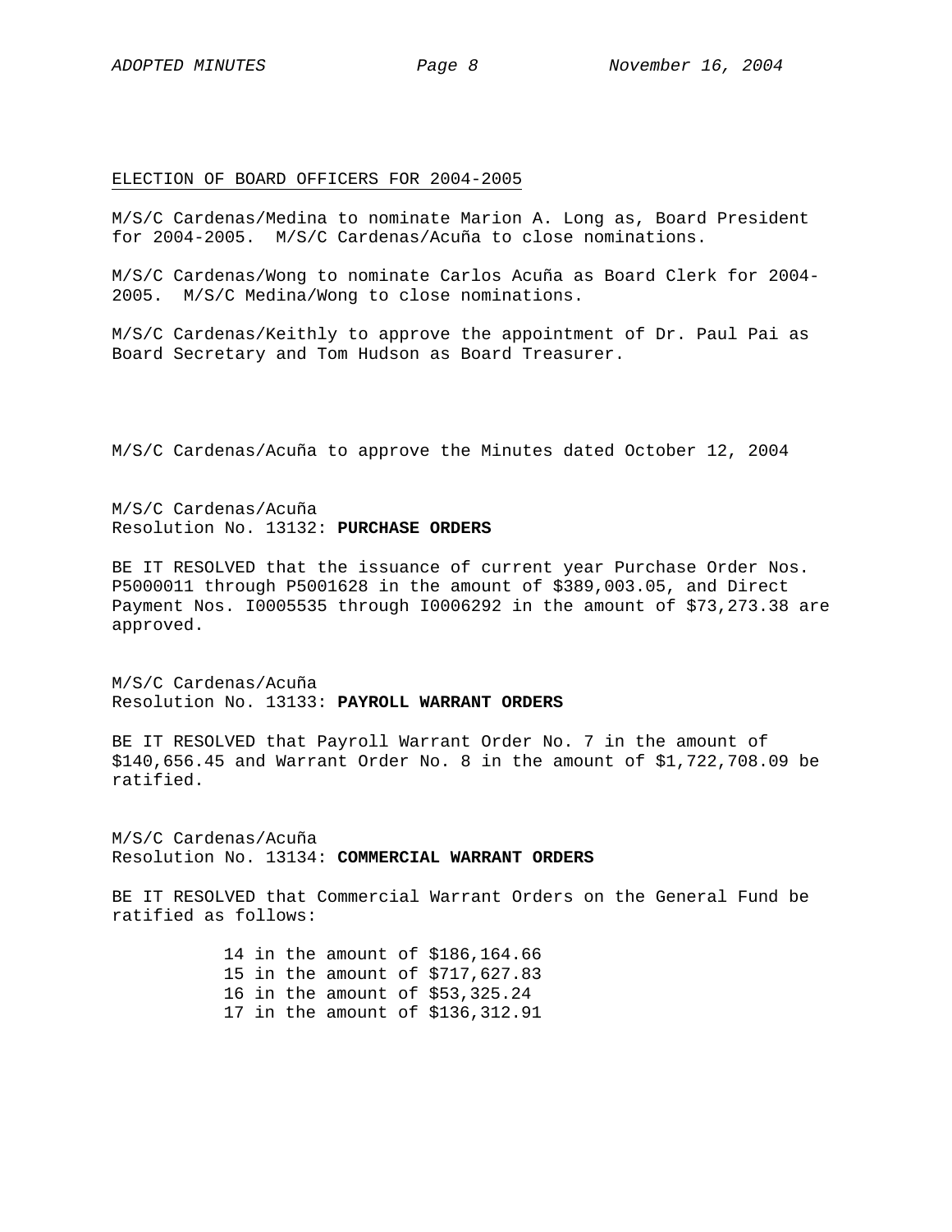ELECTION OF BOARD OFFICERS FOR 2004-2005

M/S/C Cardenas/Medina to nominate Marion A. Long as, Board President for 2004-2005. M/S/C Cardenas/Acuña to close nominations.

M/S/C Cardenas/Wong to nominate Carlos Acuña as Board Clerk for 2004-2005. M/S/C Medina/Wong to close nominations.

M/S/C Cardenas/Keithly to approve the appointment of Dr. Paul Pai as Board Secretary and Tom Hudson as Board Treasurer.

M/S/C Cardenas/Acuña to approve the Minutes dated October 12, 2004

M/S/C Cardenas/Acuña
Resolution No. 13132: **PURCHASE ORDERS**

BE IT RESOLVED that the issuance of current year Purchase Order Nos. P5000011 through P5001628 in the amount of $389,003.05, and Direct Payment Nos. I0005535 through I0006292 in the amount of $73,273.38 are approved.

M/S/C Cardenas/Acuña
Resolution No. 13133: **PAYROLL WARRANT ORDERS**

BE IT RESOLVED that Payroll Warrant Order No. 7 in the amount of $140,656.45 and Warrant Order No. 8 in the amount of $1,722,708.09 be ratified.

M/S/C Cardenas/Acuña
Resolution No. 13134: **COMMERCIAL WARRANT ORDERS**

BE IT RESOLVED that Commercial Warrant Orders on the General Fund be ratified as follows:

14 in the amount of $186,164.66
15 in the amount of $717,627.83
16 in the amount of $53,325.24
17 in the amount of $136,312.91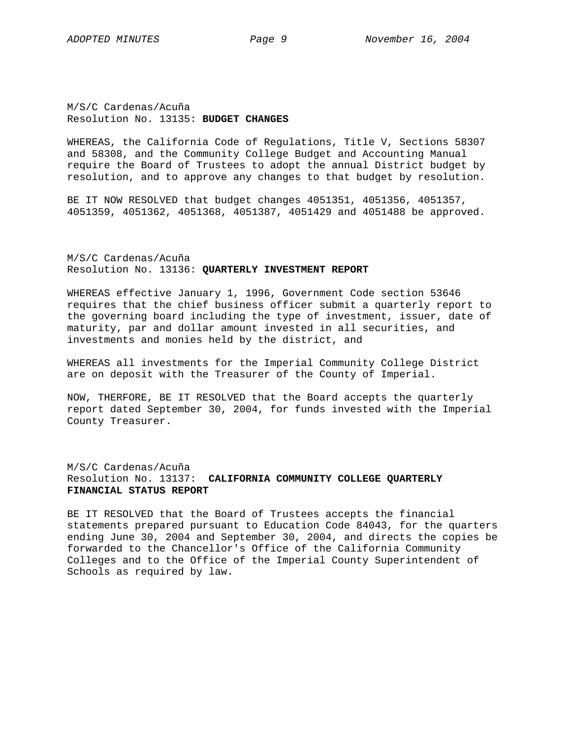M/S/C Cardenas/Acuña
Resolution No. 13135: **BUDGET CHANGES**

WHEREAS, the California Code of Regulations, Title V, Sections 58307 and 58308, and the Community College Budget and Accounting Manual require the Board of Trustees to adopt the annual District budget by resolution, and to approve any changes to that budget by resolution.

BE IT NOW RESOLVED that budget changes 4051351, 4051356, 4051357, 4051359, 4051362, 4051368, 4051387, 4051429 and 4051488 be approved.

M/S/C Cardenas/Acuña
Resolution No. 13136: **QUARTERLY INVESTMENT REPORT**

WHEREAS effective January 1, 1996, Government Code section 53646 requires that the chief business officer submit a quarterly report to the governing board including the type of investment, issuer, date of maturity, par and dollar amount invested in all securities, and investments and monies held by the district, and

WHEREAS all investments for the Imperial Community College District are on deposit with the Treasurer of the County of Imperial.

NOW, THERFORE, BE IT RESOLVED that the Board accepts the quarterly report dated September 30, 2004, for funds invested with the Imperial County Treasurer.

M/S/C Cardenas/Acuña
Resolution No. 13137: **CALIFORNIA COMMUNITY COLLEGE QUARTERLY FINANCIAL STATUS REPORT**

BE IT RESOLVED that the Board of Trustees accepts the financial statements prepared pursuant to Education Code 84043, for the quarters ending June 30, 2004 and September 30, 2004, and directs the copies be forwarded to the Chancellor's Office of the California Community Colleges and to the Office of the Imperial County Superintendent of Schools as required by law.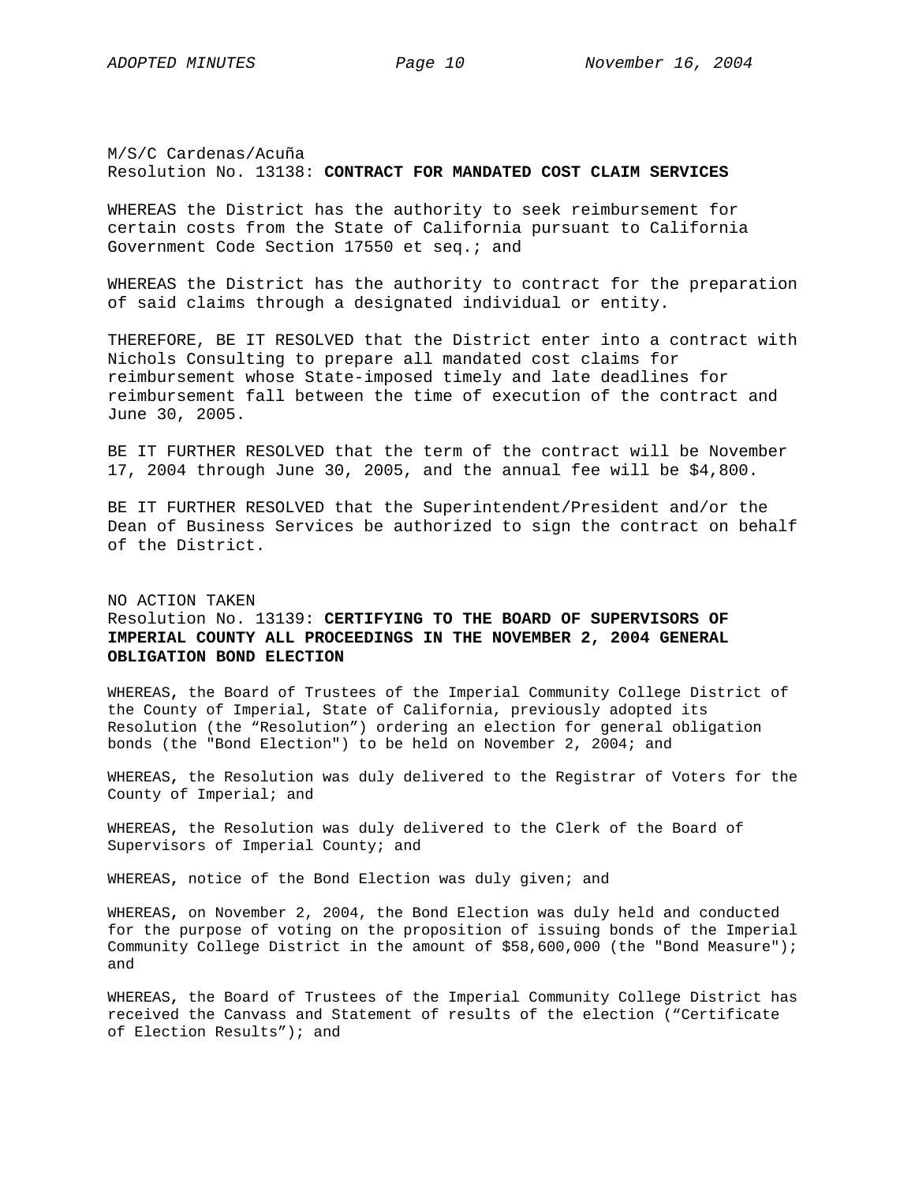M/S/C Cardenas/Acuña
Resolution No. 13138: **CONTRACT FOR MANDATED COST CLAIM SERVICES**

WHEREAS the District has the authority to seek reimbursement for certain costs from the State of California pursuant to California Government Code Section 17550 et seq.; and

WHEREAS the District has the authority to contract for the preparation of said claims through a designated individual or entity.

THEREFORE, BE IT RESOLVED that the District enter into a contract with Nichols Consulting to prepare all mandated cost claims for reimbursement whose State-imposed timely and late deadlines for reimbursement fall between the time of execution of the contract and June 30, 2005.

BE IT FURTHER RESOLVED that the term of the contract will be November 17, 2004 through June 30, 2005, and the annual fee will be $4,800.

BE IT FURTHER RESOLVED that the Superintendent/President and/or the Dean of Business Services be authorized to sign the contract on behalf of the District.

NO ACTION TAKEN
Resolution No. 13139: **CERTIFYING TO THE BOARD OF SUPERVISORS OF IMPERIAL COUNTY ALL PROCEEDINGS IN THE NOVEMBER 2, 2004 GENERAL OBLIGATION BOND ELECTION**

WHEREAS, the Board of Trustees of the Imperial Community College District of the County of Imperial, State of California, previously adopted its Resolution (the “Resolution”) ordering an election for general obligation bonds (the "Bond Election") to be held on November 2, 2004; and

WHEREAS, the Resolution was duly delivered to the Registrar of Voters for the County of Imperial; and

WHEREAS, the Resolution was duly delivered to the Clerk of the Board of Supervisors of Imperial County; and

WHEREAS, notice of the Bond Election was duly given; and

WHEREAS, on November 2, 2004, the Bond Election was duly held and conducted for the purpose of voting on the proposition of issuing bonds of the Imperial Community College District in the amount of $58,600,000 (the "Bond Measure"); and

WHEREAS, the Board of Trustees of the Imperial Community College District has received the Canvass and Statement of results of the election (“Certificate of Election Results”); and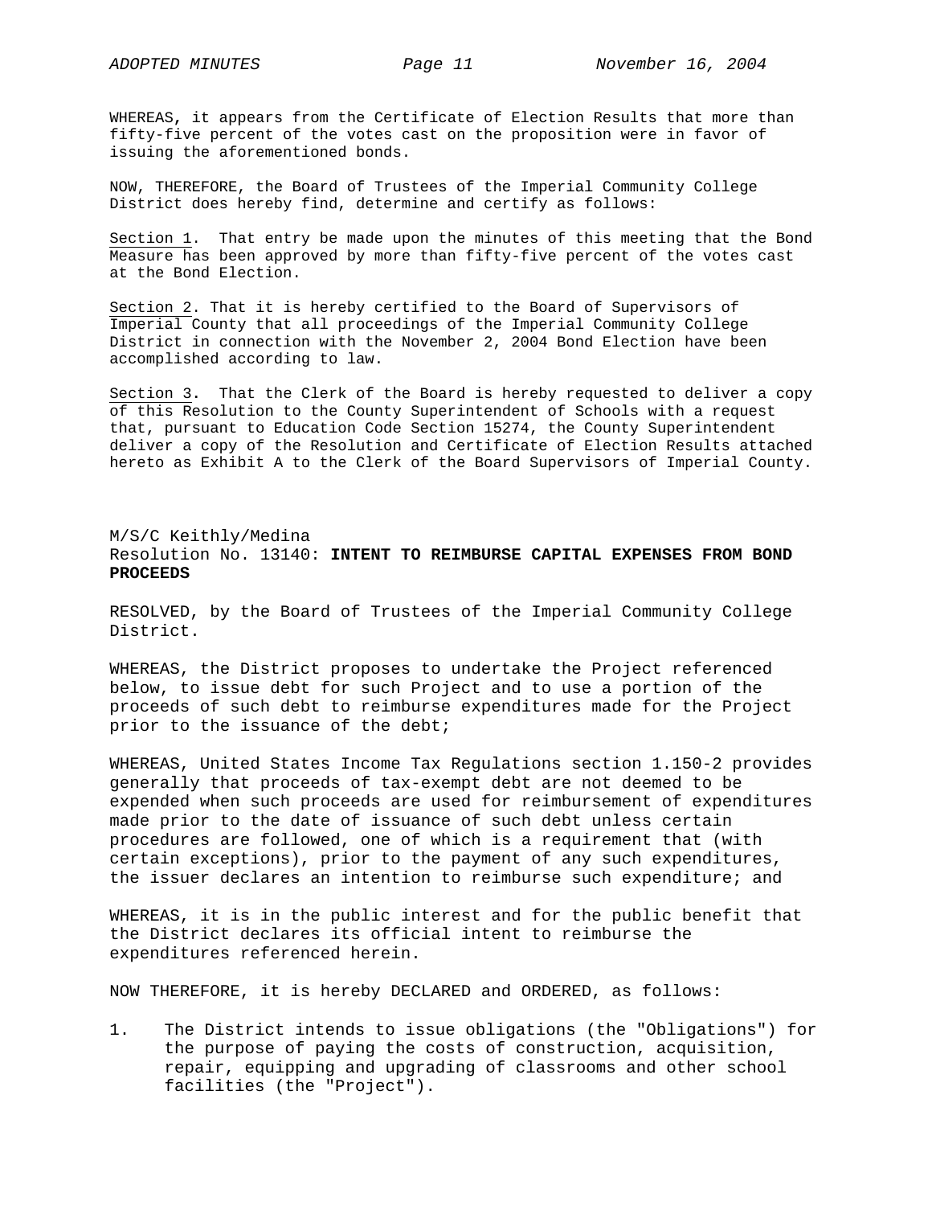WHEREAS, it appears from the Certificate of Election Results that more than fifty-five percent of the votes cast on the proposition were in favor of issuing the aforementioned bonds.

NOW, THEREFORE, the Board of Trustees of the Imperial Community College District does hereby find, determine and certify as follows:

<u>Section 1</u>. That entry be made upon the minutes of this meeting that the Bond Measure has been approved by more than fifty-five percent of the votes cast at the Bond Election.

<u>Section 2</u>. That it is hereby certified to the Board of Supervisors of Imperial County that all proceedings of the Imperial Community College District in connection with the November 2, 2004 Bond Election have been accomplished according to law.

<u>Section 3</u>. That the Clerk of the Board is hereby requested to deliver a copy of this Resolution to the County Superintendent of Schools with a request that, pursuant to Education Code Section 15274, the County Superintendent deliver a copy of the Resolution and Certificate of Election Results attached hereto as Exhibit A to the Clerk of the Board Supervisors of Imperial County.

M/S/C Keithly/Medina
Resolution No. 13140: **INTENT TO REIMBURSE CAPITAL EXPENSES FROM BOND PROCEEDS**

RESOLVED, by the Board of Trustees of the Imperial Community College District.

WHEREAS, the District proposes to undertake the Project referenced below, to issue debt for such Project and to use a portion of the proceeds of such debt to reimburse expenditures made for the Project prior to the issuance of the debt;

WHEREAS, United States Income Tax Regulations section 1.150-2 provides generally that proceeds of tax-exempt debt are not deemed to be expended when such proceeds are used for reimbursement of expenditures made prior to the date of issuance of such debt unless certain procedures are followed, one of which is a requirement that (with certain exceptions), prior to the payment of any such expenditures, the issuer declares an intention to reimburse such expenditure; and

WHEREAS, it is in the public interest and for the public benefit that the District declares its official intent to reimburse the expenditures referenced herein.

NOW THEREFORE, it is hereby DECLARED and ORDERED, as follows:

1. The District intends to issue obligations (the "Obligations") for the purpose of paying the costs of construction, acquisition, repair, equipping and upgrading of classrooms and other school facilities (the "Project").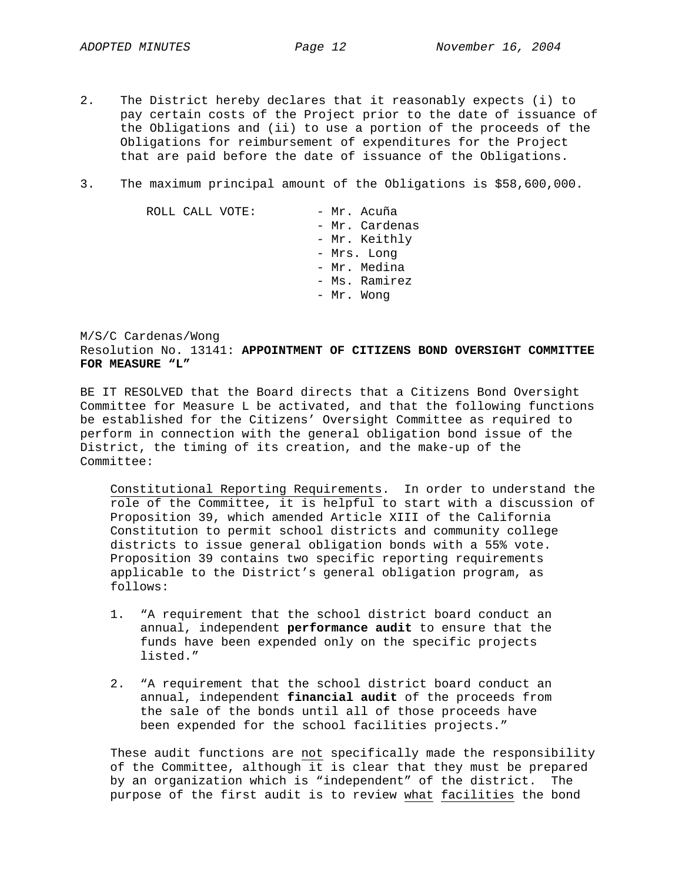2. The District hereby declares that it reasonably expects (i) to pay certain costs of the Project prior to the date of issuance of the Obligations and (ii) to use a portion of the proceeds of the Obligations for reimbursement of expenditures for the Project that are paid before the date of issuance of the Obligations.

3. The maximum principal amount of the Obligations is $58,600,000.

ROLL CALL VOTE:
- Mr. Acuña
- Mr. Cardenas
- Mr. Keithly
- Mrs. Long
- Mr. Medina
- Ms. Ramirez
- Mr. Wong

M/S/C Cardenas/Wong
Resolution No. 13141: **APPOINTMENT OF CITIZENS BOND OVERSIGHT COMMITTEE FOR MEASURE "L"**

BE IT RESOLVED that the Board directs that a Citizens Bond Oversight Committee for Measure L be activated, and that the following functions be established for the Citizens' Oversight Committee as required to perform in connection with the general obligation bond issue of the District, the timing of its creation, and the make-up of the Committee:

<u>Constitutional Reporting Requirements</u>. In order to understand the role of the Committee, it is helpful to start with a discussion of Proposition 39, which amended Article XIII of the California Constitution to permit school districts and community college districts to issue general obligation bonds with a 55% vote. Proposition 39 contains two specific reporting requirements applicable to the District's general obligation program, as follows:

1. "A requirement that the school district board conduct an annual, independent **performance audit** to ensure that the funds have been expended only on the specific projects listed."

2. "A requirement that the school district board conduct an annual, independent **financial audit** of the proceeds from the sale of the bonds until all of those proceeds have been expended for the school facilities projects."

These audit functions are <u>not</u> specifically made the responsibility of the Committee, although it is clear that they must be prepared by an organization which is "independent" of the district. The purpose of the first audit is to review <u>what</u> <u>facilities</u> the bond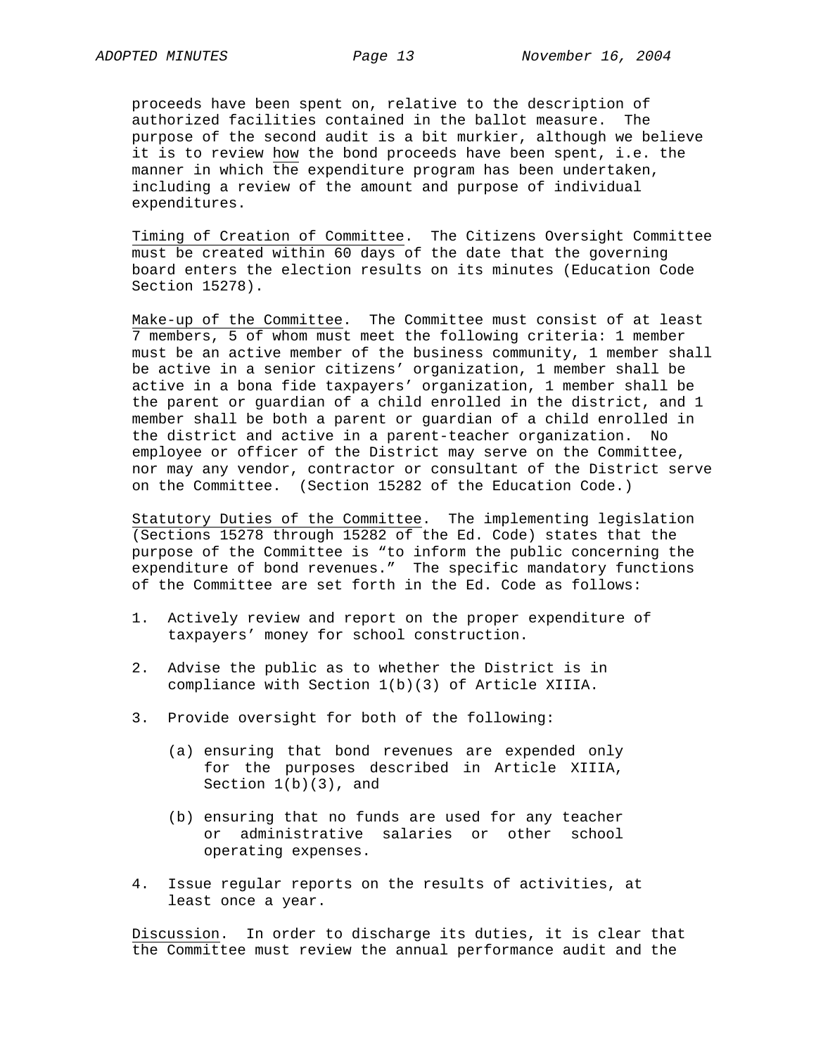proceeds have been spent on, relative to the description of authorized facilities contained in the ballot measure. The purpose of the second audit is a bit murkier, although we believe it is to review how the bond proceeds have been spent, i.e. the manner in which the expenditure program has been undertaken, including a review of the amount and purpose of individual expenditures.

Timing of Creation of Committee. The Citizens Oversight Committee must be created within 60 days of the date that the governing board enters the election results on its minutes (Education Code Section 15278).

Make-up of the Committee. The Committee must consist of at least 7 members, 5 of whom must meet the following criteria: 1 member must be an active member of the business community, 1 member shall be active in a senior citizens' organization, 1 member shall be active in a bona fide taxpayers' organization, 1 member shall be the parent or guardian of a child enrolled in the district, and 1 member shall be both a parent or guardian of a child enrolled in the district and active in a parent-teacher organization. No employee or officer of the District may serve on the Committee, nor may any vendor, contractor or consultant of the District serve on the Committee. (Section 15282 of the Education Code.)

Statutory Duties of the Committee. The implementing legislation (Sections 15278 through 15282 of the Ed. Code) states that the purpose of the Committee is "to inform the public concerning the expenditure of bond revenues." The specific mandatory functions of the Committee are set forth in the Ed. Code as follows:

1. Actively review and report on the proper expenditure of taxpayers' money for school construction.

2. Advise the public as to whether the District is in compliance with Section 1(b)(3) of Article XIIIA.

3. Provide oversight for both of the following:

   (a) ensuring that bond revenues are expended only for the purposes described in Article XIIIA, Section 1(b)(3), and

   (b) ensuring that no funds are used for any teacher or administrative salaries or other school operating expenses.

4. Issue regular reports on the results of activities, at least once a year.

Discussion. In order to discharge its duties, it is clear that the Committee must review the annual performance audit and the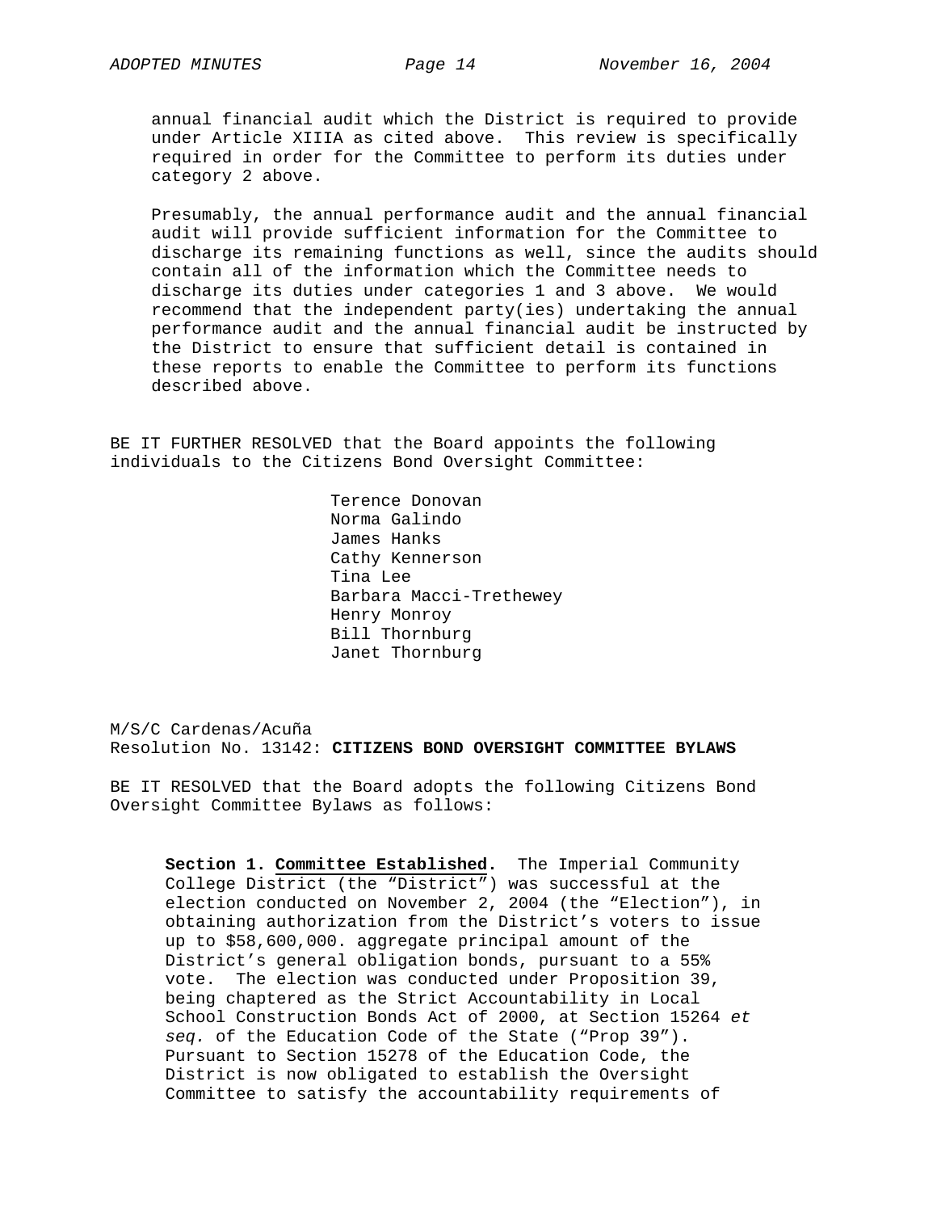annual financial audit which the District is required to provide under Article XIIIA as cited above. This review is specifically required in order for the Committee to perform its duties under category 2 above.

Presumably, the annual performance audit and the annual financial audit will provide sufficient information for the Committee to discharge its remaining functions as well, since the audits should contain all of the information which the Committee needs to discharge its duties under categories 1 and 3 above. We would recommend that the independent party(ies) undertaking the annual performance audit and the annual financial audit be instructed by the District to ensure that sufficient detail is contained in these reports to enable the Committee to perform its functions described above.

BE IT FURTHER RESOLVED that the Board appoints the following individuals to the Citizens Bond Oversight Committee:

Terence Donovan
Norma Galindo
James Hanks
Cathy Kennerson
Tina Lee
Barbara Macci-Trethewey
Henry Monroy
Bill Thornburg
Janet Thornburg

M/S/C Cardenas/Acuña
Resolution No. 13142: **CITIZENS BOND OVERSIGHT COMMITTEE BYLAWS**

BE IT RESOLVED that the Board adopts the following Citizens Bond Oversight Committee Bylaws as follows:

**Section 1. Committee Established.** The Imperial Community College District (the "District") was successful at the election conducted on November 2, 2004 (the "Election"), in obtaining authorization from the District's voters to issue up to $58,600,000. aggregate principal amount of the District's general obligation bonds, pursuant to a 55% vote. The election was conducted under Proposition 39, being chaptered as the Strict Accountability in Local School Construction Bonds Act of 2000, at Section 15264 *et seq.* of the Education Code of the State ("Prop 39"). Pursuant to Section 15278 of the Education Code, the District is now obligated to establish the Oversight Committee to satisfy the accountability requirements of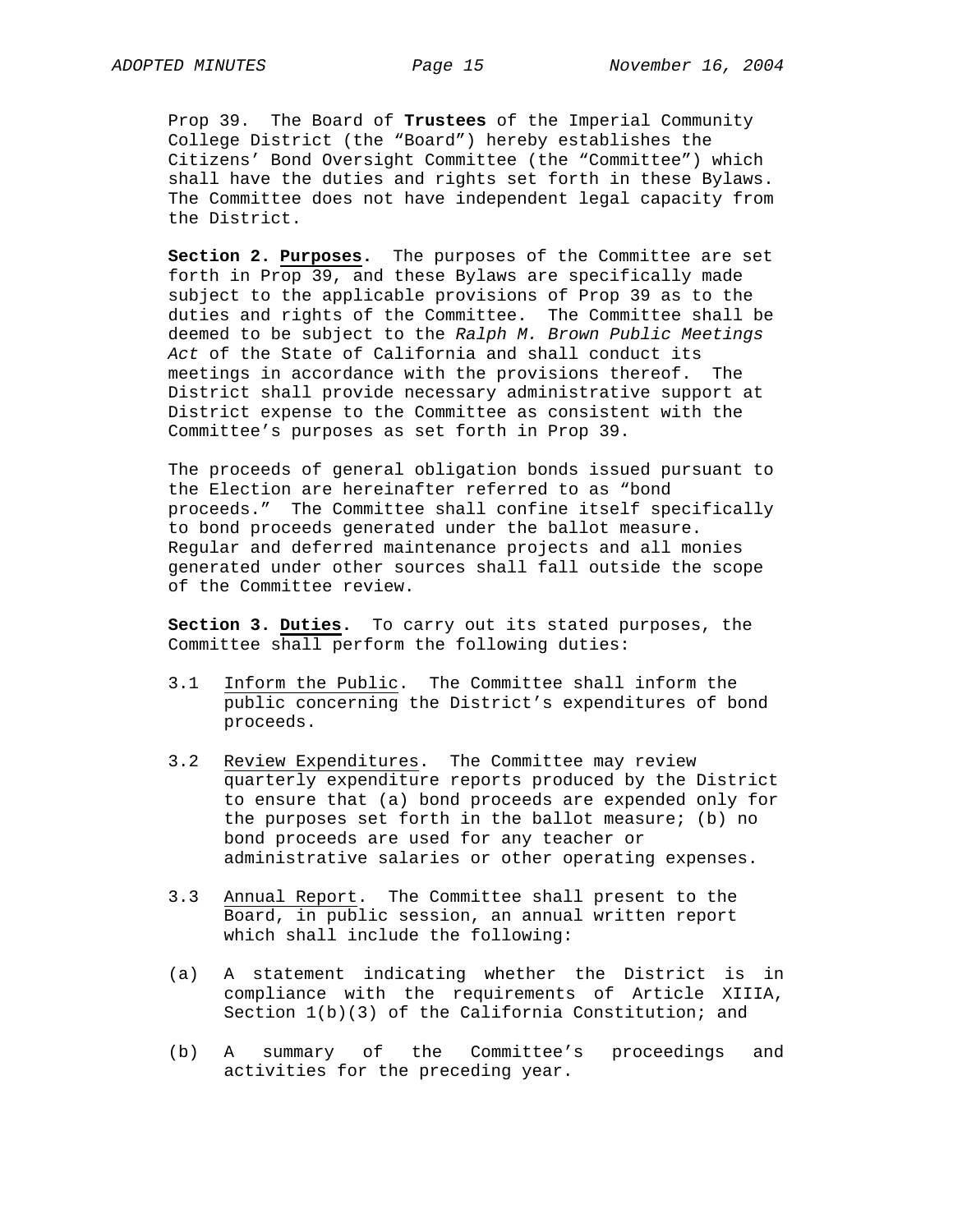Prop 39. The Board of **Trustees** of the Imperial Community College District (the “Board”) hereby establishes the Citizens’ Bond Oversight Committee (the “Committee”) which shall have the duties and rights set forth in these Bylaws. The Committee does not have independent legal capacity from the District.

**Section 2. <u>Purposes</u>.** The purposes of the Committee are set forth in Prop 39, and these Bylaws are specifically made subject to the applicable provisions of Prop 39 as to the duties and rights of the Committee. The Committee shall be deemed to be subject to the *Ralph M. Brown Public Meetings Act* of the State of California and shall conduct its meetings in accordance with the provisions thereof. The District shall provide necessary administrative support at District expense to the Committee as consistent with the Committee’s purposes as set forth in Prop 39.

The proceeds of general obligation bonds issued pursuant to the Election are hereinafter referred to as “bond proceeds.” The Committee shall confine itself specifically to bond proceeds generated under the ballot measure. Regular and deferred maintenance projects and all monies generated under other sources shall fall outside the scope of the Committee review.

**Section 3. <u>Duties</u>.** To carry out its stated purposes, the Committee shall perform the following duties:

3.1 <u>Inform the Public</u>. The Committee shall inform the public concerning the District’s expenditures of bond proceeds.

3.2 <u>Review Expenditures</u>. The Committee may review quarterly expenditure reports produced by the District to ensure that (a) bond proceeds are expended only for the purposes set forth in the ballot measure; (b) no bond proceeds are used for any teacher or administrative salaries or other operating expenses.

3.3 <u>Annual Report</u>. The Committee shall present to the Board, in public session, an annual written report which shall include the following:

(a) A statement indicating whether the District is in compliance with the requirements of Article XIIIA, Section 1(b)(3) of the California Constitution; and

(b) A summary of the Committee’s proceedings and activities for the preceding year.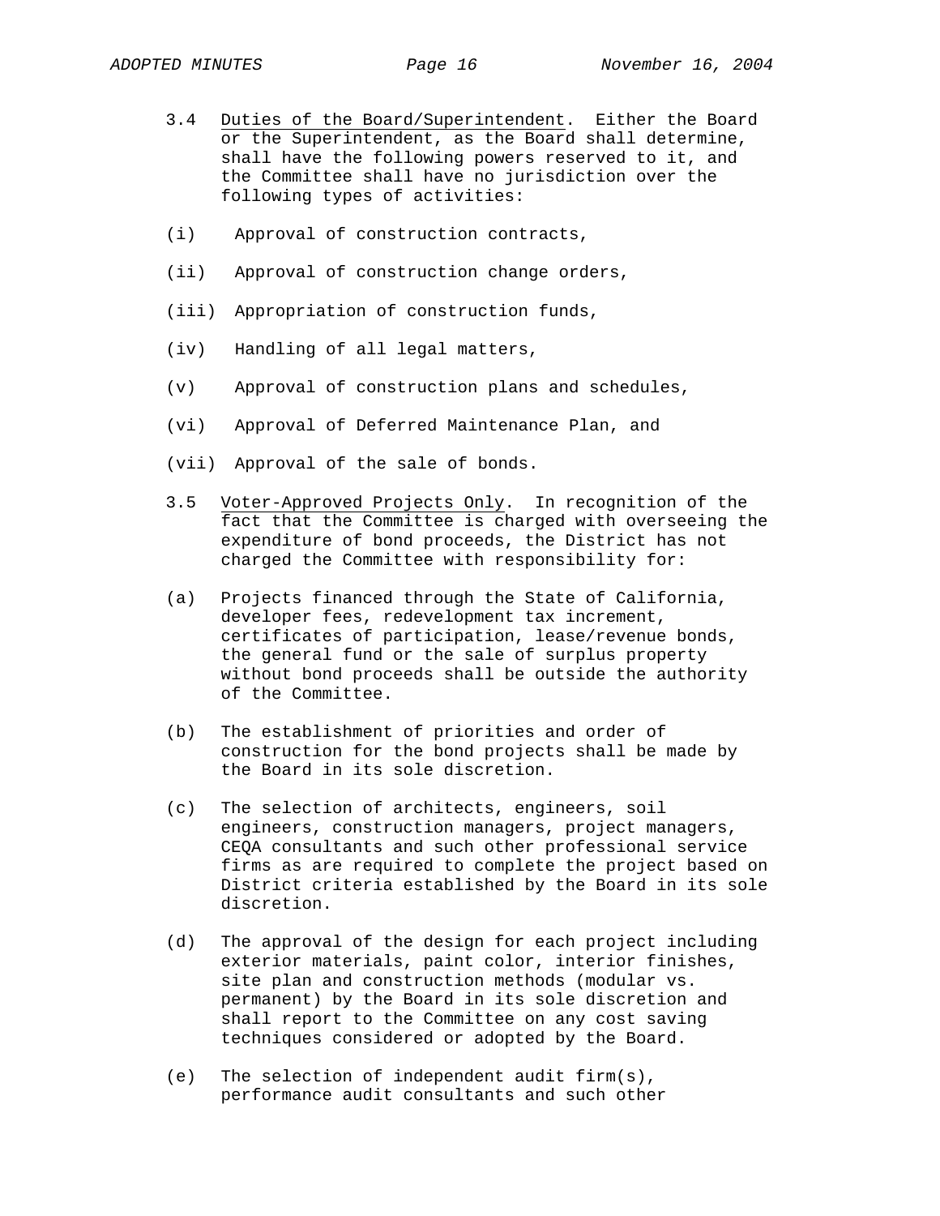3.4 Duties of the Board/Superintendent. Either the Board or the Superintendent, as the Board shall determine, shall have the following powers reserved to it, and the Committee shall have no jurisdiction over the following types of activities:

(i) Approval of construction contracts,

(ii) Approval of construction change orders,

(iii) Appropriation of construction funds,

(iv) Handling of all legal matters,

(v) Approval of construction plans and schedules,

(vi) Approval of Deferred Maintenance Plan, and

(vii) Approval of the sale of bonds.

3.5 Voter-Approved Projects Only. In recognition of the fact that the Committee is charged with overseeing the expenditure of bond proceeds, the District has not charged the Committee with responsibility for:

(a) Projects financed through the State of California, developer fees, redevelopment tax increment, certificates of participation, lease/revenue bonds, the general fund or the sale of surplus property without bond proceeds shall be outside the authority of the Committee.

(b) The establishment of priorities and order of construction for the bond projects shall be made by the Board in its sole discretion.

(c) The selection of architects, engineers, soil engineers, construction managers, project managers, CEQA consultants and such other professional service firms as are required to complete the project based on District criteria established by the Board in its sole discretion.

(d) The approval of the design for each project including exterior materials, paint color, interior finishes, site plan and construction methods (modular vs. permanent) by the Board in its sole discretion and shall report to the Committee on any cost saving techniques considered or adopted by the Board.

(e) The selection of independent audit firm(s), performance audit consultants and such other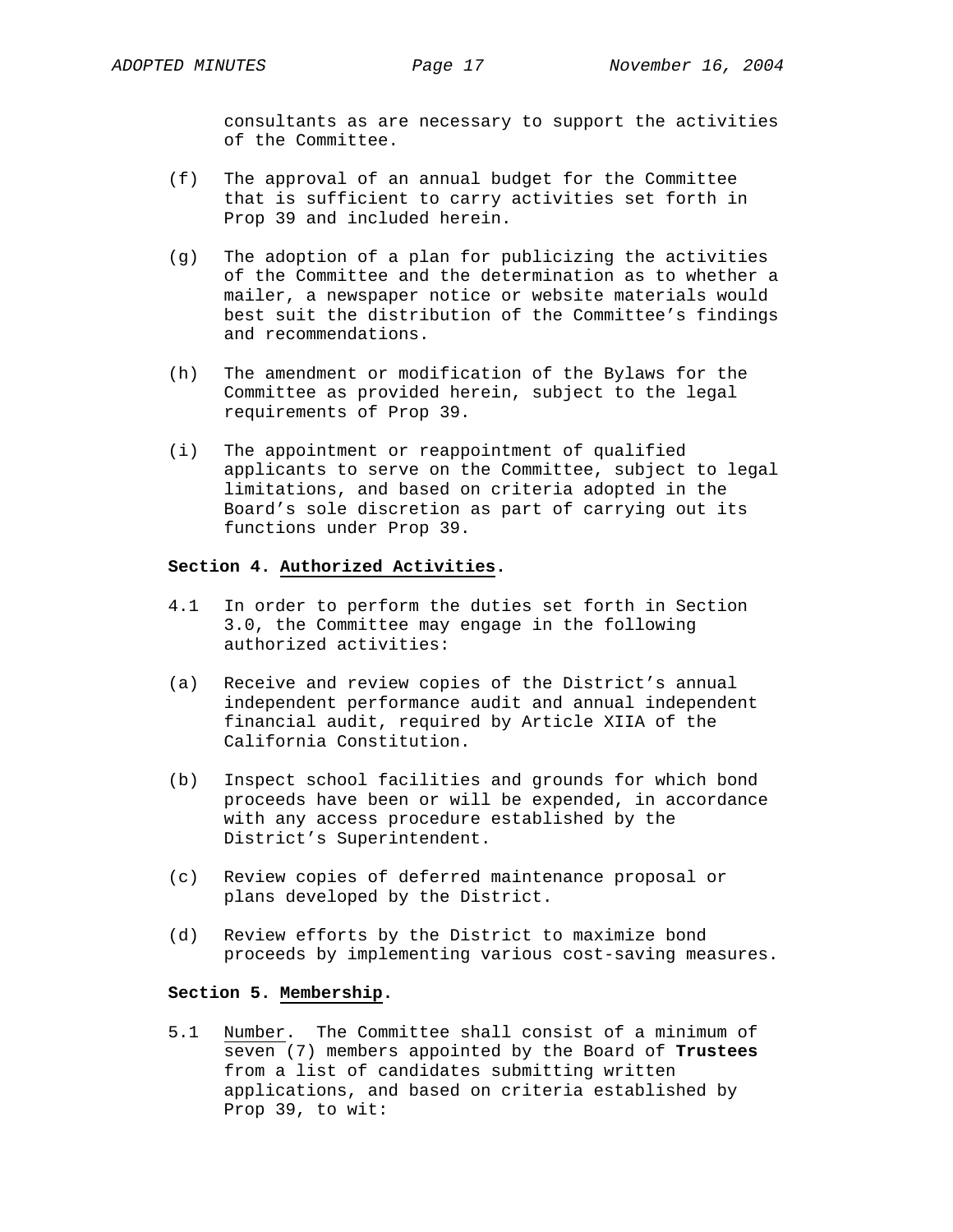consultants as are necessary to support the activities of the Committee.

(f) The approval of an annual budget for the Committee that is sufficient to carry activities set forth in Prop 39 and included herein.

(g) The adoption of a plan for publicizing the activities of the Committee and the determination as to whether a mailer, a newspaper notice or website materials would best suit the distribution of the Committee's findings and recommendations.

(h) The amendment or modification of the Bylaws for the Committee as provided herein, subject to the legal requirements of Prop 39.

(i) The appointment or reappointment of qualified applicants to serve on the Committee, subject to legal limitations, and based on criteria adopted in the Board's sole discretion as part of carrying out its functions under Prop 39.

**Section 4. Authorized Activities.**

4.1 In order to perform the duties set forth in Section 3.0, the Committee may engage in the following authorized activities:

(a) Receive and review copies of the District's annual independent performance audit and annual independent financial audit, required by Article XIIA of the California Constitution.

(b) Inspect school facilities and grounds for which bond proceeds have been or will be expended, in accordance with any access procedure established by the District's Superintendent.

(c) Review copies of deferred maintenance proposal or plans developed by the District.

(d) Review efforts by the District to maximize bond proceeds by implementing various cost-saving measures.

**Section 5. Membership.**

5.1 Number. The Committee shall consist of a minimum of seven (7) members appointed by the Board of **Trustees** from a list of candidates submitting written applications, and based on criteria established by Prop 39, to wit: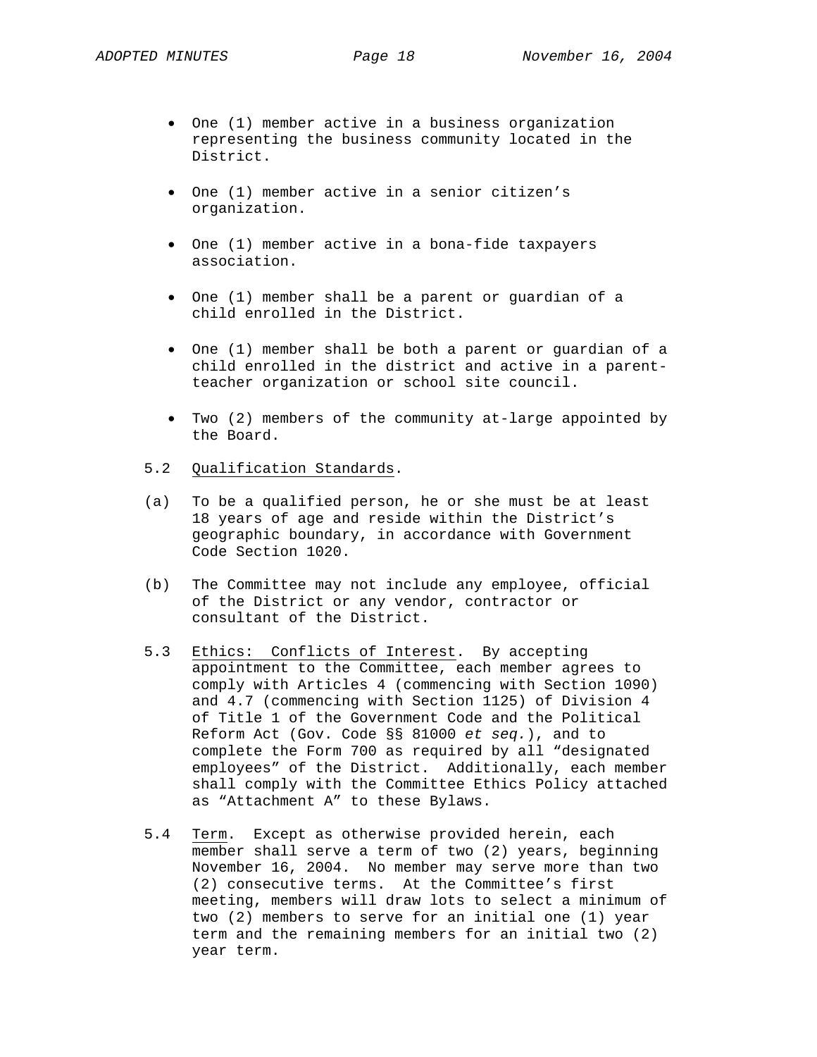- One (1) member active in a business organization representing the business community located in the District.

- One (1) member active in a senior citizen's organization.

- One (1) member active in a bona-fide taxpayers association.

- One (1) member shall be a parent or guardian of a child enrolled in the District.

- One (1) member shall be both a parent or guardian of a child enrolled in the district and active in a parent-teacher organization or school site council.

- Two (2) members of the community at-large appointed by the Board.

5.2 Qualification Standards.

(a) To be a qualified person, he or she must be at least 18 years of age and reside within the District's geographic boundary, in accordance with Government Code Section 1020.

(b) The Committee may not include any employee, official of the District or any vendor, contractor or consultant of the District.

5.3 Ethics: Conflicts of Interest. By accepting appointment to the Committee, each member agrees to comply with Articles 4 (commencing with Section 1090) and 4.7 (commencing with Section 1125) of Division 4 of Title 1 of the Government Code and the Political Reform Act (Gov. Code §§ 81000 *et seq.*), and to complete the Form 700 as required by all "designated employees" of the District. Additionally, each member shall comply with the Committee Ethics Policy attached as "Attachment A" to these Bylaws.

5.4 Term. Except as otherwise provided herein, each member shall serve a term of two (2) years, beginning November 16, 2004. No member may serve more than two (2) consecutive terms. At the Committee's first meeting, members will draw lots to select a minimum of two (2) members to serve for an initial one (1) year term and the remaining members for an initial two (2) year term.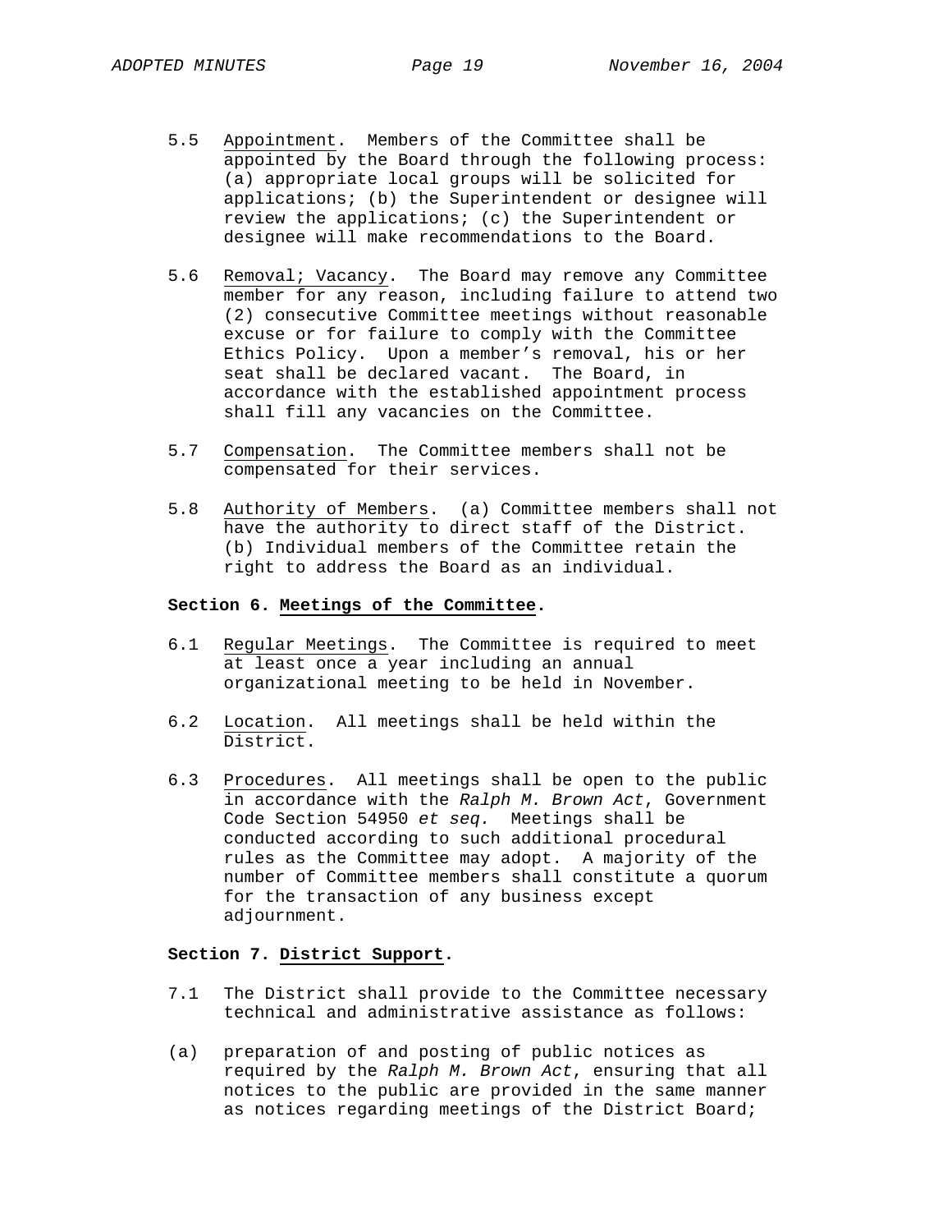5.5 Appointment. Members of the Committee shall be appointed by the Board through the following process: (a) appropriate local groups will be solicited for applications; (b) the Superintendent or designee will review the applications; (c) the Superintendent or designee will make recommendations to the Board.

5.6 Removal; Vacancy. The Board may remove any Committee member for any reason, including failure to attend two (2) consecutive Committee meetings without reasonable excuse or for failure to comply with the Committee Ethics Policy. Upon a member's removal, his or her seat shall be declared vacant. The Board, in accordance with the established appointment process shall fill any vacancies on the Committee.

5.7 Compensation. The Committee members shall not be compensated for their services.

5.8 Authority of Members. (a) Committee members shall not have the authority to direct staff of the District. (b) Individual members of the Committee retain the right to address the Board as an individual.

**Section 6. Meetings of the Committee.**

6.1 Regular Meetings. The Committee is required to meet at least once a year including an annual organizational meeting to be held in November.

6.2 Location. All meetings shall be held within the District.

6.3 Procedures. All meetings shall be open to the public in accordance with the *Ralph M. Brown Act*, Government Code Section 54950 *et seq.* Meetings shall be conducted according to such additional procedural rules as the Committee may adopt. A majority of the number of Committee members shall constitute a quorum for the transaction of any business except adjournment.

**Section 7. District Support.**

7.1 The District shall provide to the Committee necessary technical and administrative assistance as follows:

(a) preparation of and posting of public notices as required by the *Ralph M. Brown Act*, ensuring that all notices to the public are provided in the same manner as notices regarding meetings of the District Board;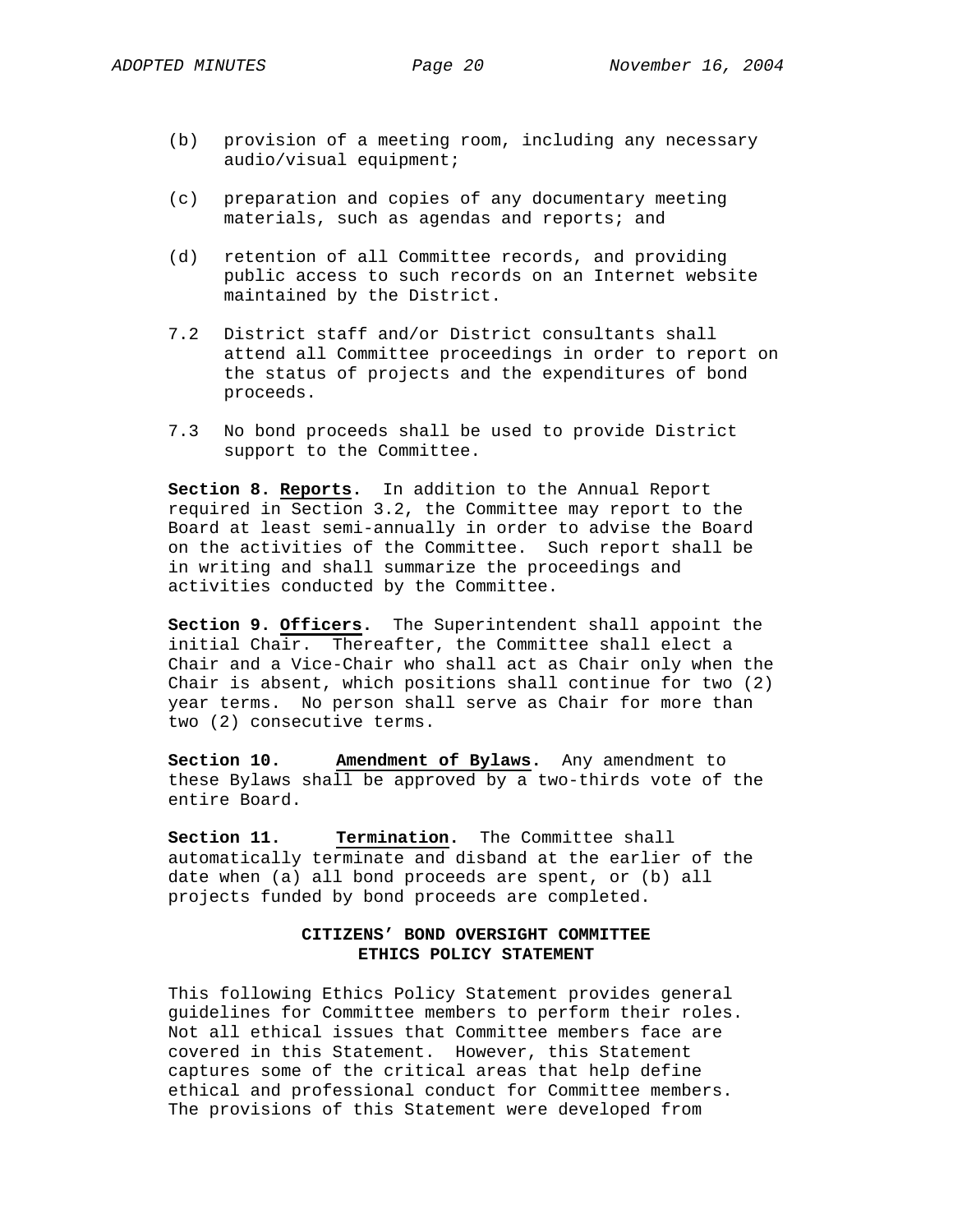(b) provision of a meeting room, including any necessary audio/visual equipment;

(c) preparation and copies of any documentary meeting materials, such as agendas and reports; and

(d) retention of all Committee records, and providing public access to such records on an Internet website maintained by the District.

7.2 District staff and/or District consultants shall attend all Committee proceedings in order to report on the status of projects and the expenditures of bond proceeds.

7.3 No bond proceeds shall be used to provide District support to the Committee.

**Section 8. <u>Reports</u>.** In addition to the Annual Report required in Section 3.2, the Committee may report to the Board at least semi-annually in order to advise the Board on the activities of the Committee. Such report shall be in writing and shall summarize the proceedings and activities conducted by the Committee.

**Section 9. <u>Officers</u>.** The Superintendent shall appoint the initial Chair. Thereafter, the Committee shall elect a Chair and a Vice-Chair who shall act as Chair only when the Chair is absent, which positions shall continue for two (2) year terms. No person shall serve as Chair for more than two (2) consecutive terms.

**Section 10. <u>Amendment of Bylaws</u>.** Any amendment to these Bylaws shall be approved by a two-thirds vote of the entire Board.

**Section 11. <u>Termination</u>.** The Committee shall automatically terminate and disband at the earlier of the date when (a) all bond proceeds are spent, or (b) all projects funded by bond proceeds are completed.

## CITIZENS' BOND OVERSIGHT COMMITTEE ETHICS POLICY STATEMENT

This following Ethics Policy Statement provides general guidelines for Committee members to perform their roles. Not all ethical issues that Committee members face are covered in this Statement. However, this Statement captures some of the critical areas that help define ethical and professional conduct for Committee members. The provisions of this Statement were developed from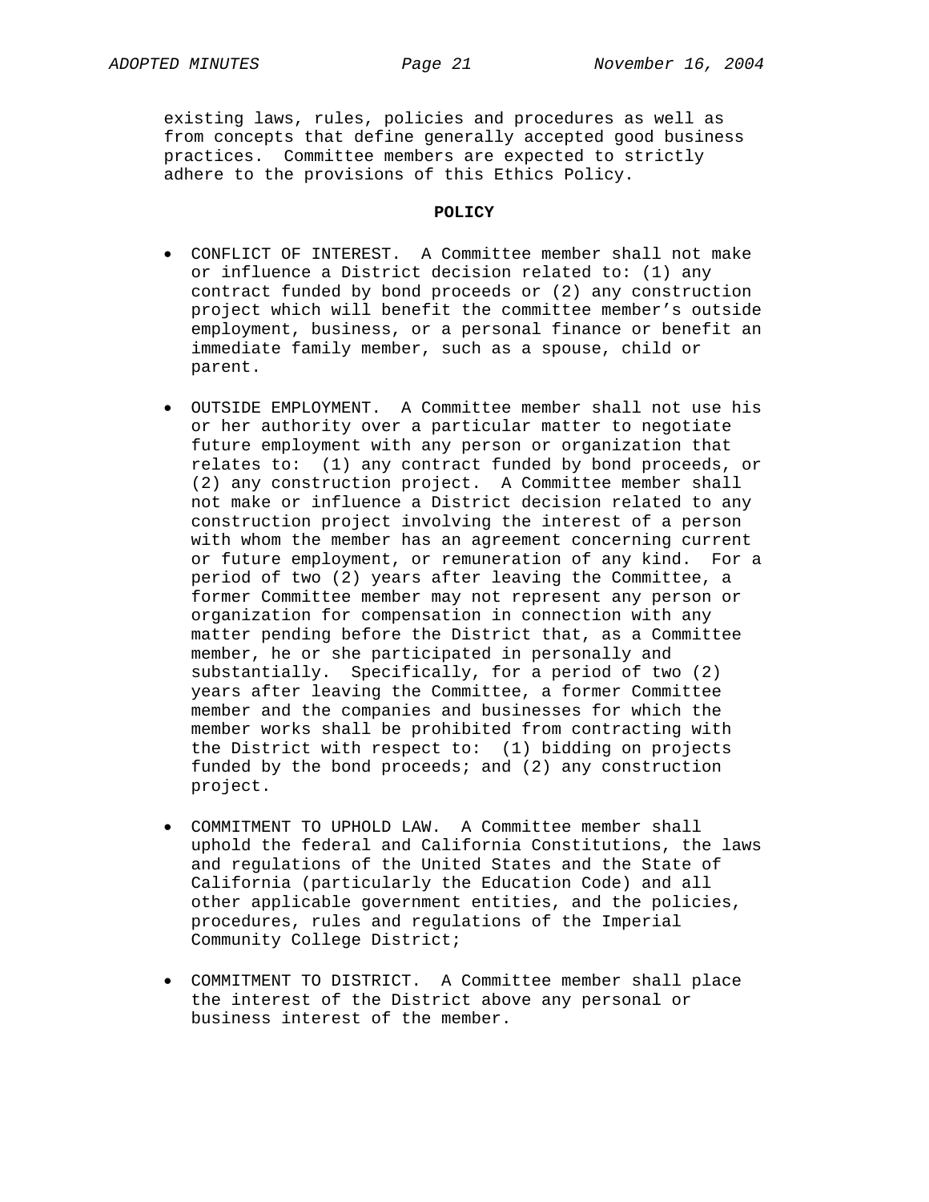existing laws, rules, policies and procedures as well as from concepts that define generally accepted good business practices. Committee members are expected to strictly adhere to the provisions of this Ethics Policy.

**POLICY**

- CONFLICT OF INTEREST. A Committee member shall not make or influence a District decision related to: (1) any contract funded by bond proceeds or (2) any construction project which will benefit the committee member's outside employment, business, or a personal finance or benefit an immediate family member, such as a spouse, child or parent.

- OUTSIDE EMPLOYMENT. A Committee member shall not use his or her authority over a particular matter to negotiate future employment with any person or organization that relates to: (1) any contract funded by bond proceeds, or (2) any construction project. A Committee member shall not make or influence a District decision related to any construction project involving the interest of a person with whom the member has an agreement concerning current or future employment, or remuneration of any kind. For a period of two (2) years after leaving the Committee, a former Committee member may not represent any person or organization for compensation in connection with any matter pending before the District that, as a Committee member, he or she participated in personally and substantially. Specifically, for a period of two (2) years after leaving the Committee, a former Committee member and the companies and businesses for which the member works shall be prohibited from contracting with the District with respect to: (1) bidding on projects funded by the bond proceeds; and (2) any construction project.

- COMMITMENT TO UPHOLD LAW. A Committee member shall uphold the federal and California Constitutions, the laws and regulations of the United States and the State of California (particularly the Education Code) and all other applicable government entities, and the policies, procedures, rules and regulations of the Imperial Community College District;

- COMMITMENT TO DISTRICT. A Committee member shall place the interest of the District above any personal or business interest of the member.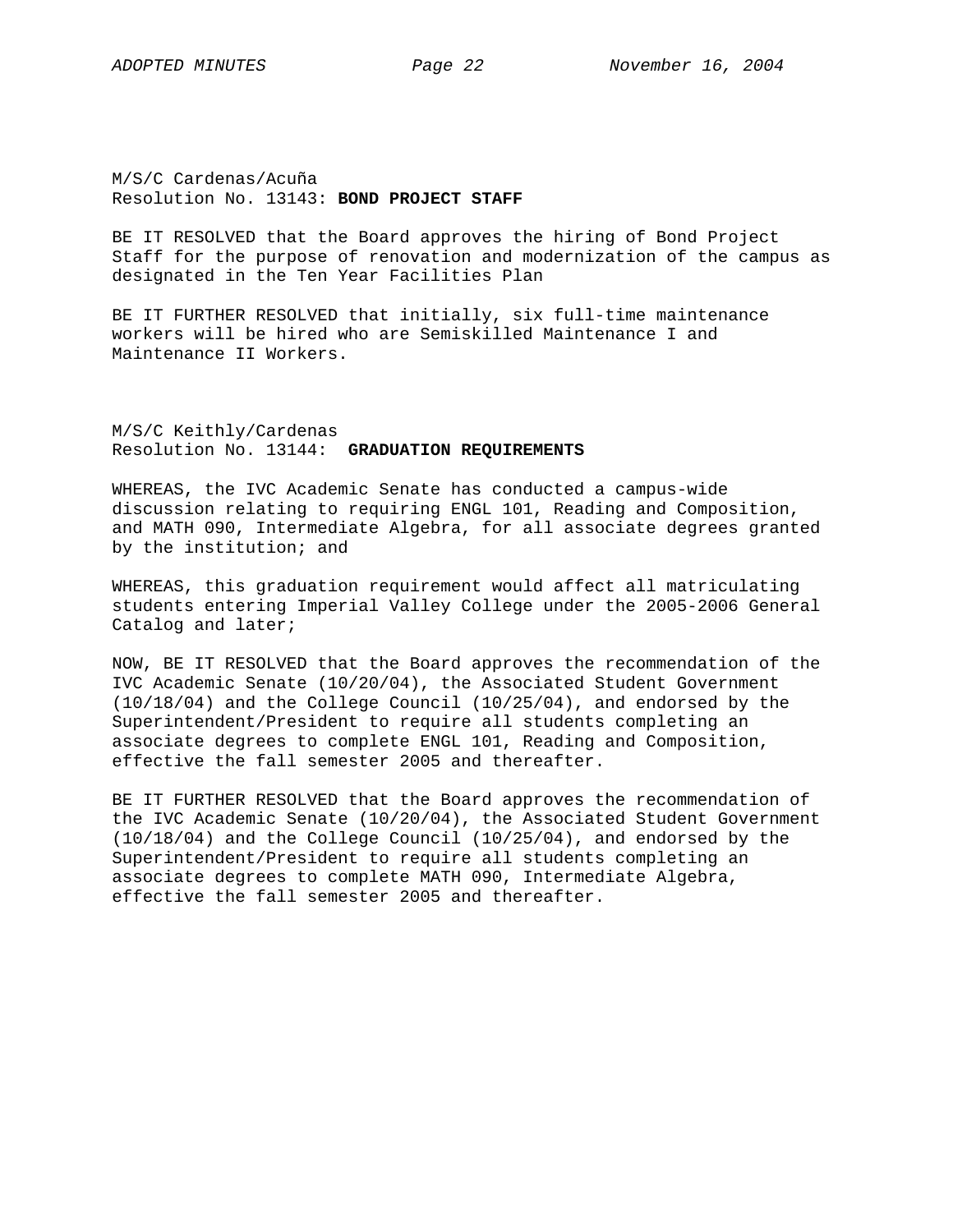M/S/C Cardenas/Acuña
Resolution No. 13143: **BOND PROJECT STAFF**

BE IT RESOLVED that the Board approves the hiring of Bond Project Staff for the purpose of renovation and modernization of the campus as designated in the Ten Year Facilities Plan

BE IT FURTHER RESOLVED that initially, six full-time maintenance workers will be hired who are Semiskilled Maintenance I and Maintenance II Workers.

M/S/C Keithly/Cardenas
Resolution No. 13144: **GRADUATION REQUIREMENTS**

WHEREAS, the IVC Academic Senate has conducted a campus-wide discussion relating to requiring ENGL 101, Reading and Composition, and MATH 090, Intermediate Algebra, for all associate degrees granted by the institution; and

WHEREAS, this graduation requirement would affect all matriculating students entering Imperial Valley College under the 2005-2006 General Catalog and later;

NOW, BE IT RESOLVED that the Board approves the recommendation of the IVC Academic Senate (10/20/04), the Associated Student Government (10/18/04) and the College Council (10/25/04), and endorsed by the Superintendent/President to require all students completing an associate degrees to complete ENGL 101, Reading and Composition, effective the fall semester 2005 and thereafter.

BE IT FURTHER RESOLVED that the Board approves the recommendation of the IVC Academic Senate (10/20/04), the Associated Student Government (10/18/04) and the College Council (10/25/04), and endorsed by the Superintendent/President to require all students completing an associate degrees to complete MATH 090, Intermediate Algebra, effective the fall semester 2005 and thereafter.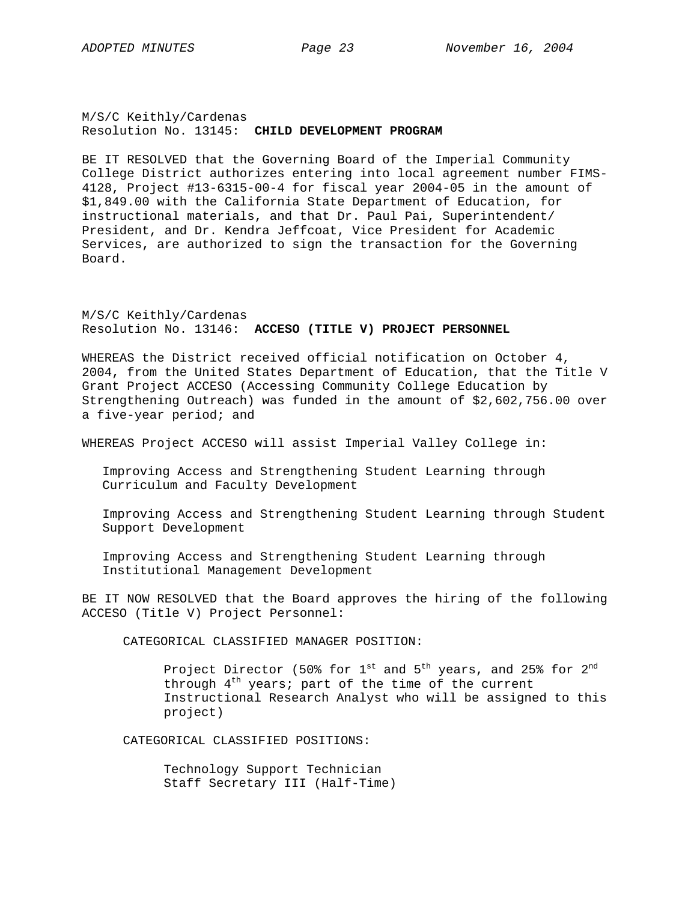M/S/C Keithly/Cardenas
Resolution No. 13145: **CHILD DEVELOPMENT PROGRAM**

BE IT RESOLVED that the Governing Board of the Imperial Community College District authorizes entering into local agreement number FIMS-4128, Project #13-6315-00-4 for fiscal year 2004-05 in the amount of $1,849.00 with the California State Department of Education, for instructional materials, and that Dr. Paul Pai, Superintendent/ President, and Dr. Kendra Jeffcoat, Vice President for Academic Services, are authorized to sign the transaction for the Governing Board.

M/S/C Keithly/Cardenas
Resolution No. 13146: **ACCESO (TITLE V) PROJECT PERSONNEL**

WHEREAS the District received official notification on October 4, 2004, from the United States Department of Education, that the Title V Grant Project ACCESO (Accessing Community College Education by Strengthening Outreach) was funded in the amount of $2,602,756.00 over a five-year period; and

WHEREAS Project ACCESO will assist Imperial Valley College in:

Improving Access and Strengthening Student Learning through Curriculum and Faculty Development

Improving Access and Strengthening Student Learning through Student Support Development

Improving Access and Strengthening Student Learning through Institutional Management Development

BE IT NOW RESOLVED that the Board approves the hiring of the following ACCESO (Title V) Project Personnel:

CATEGORICAL CLASSIFIED MANAGER POSITION:

Project Director (50% for 1st and 5th years, and 25% for 2nd through 4th years; part of the time of the current Instructional Research Analyst who will be assigned to this project)

CATEGORICAL CLASSIFIED POSITIONS:

Technology Support Technician
Staff Secretary III (Half-Time)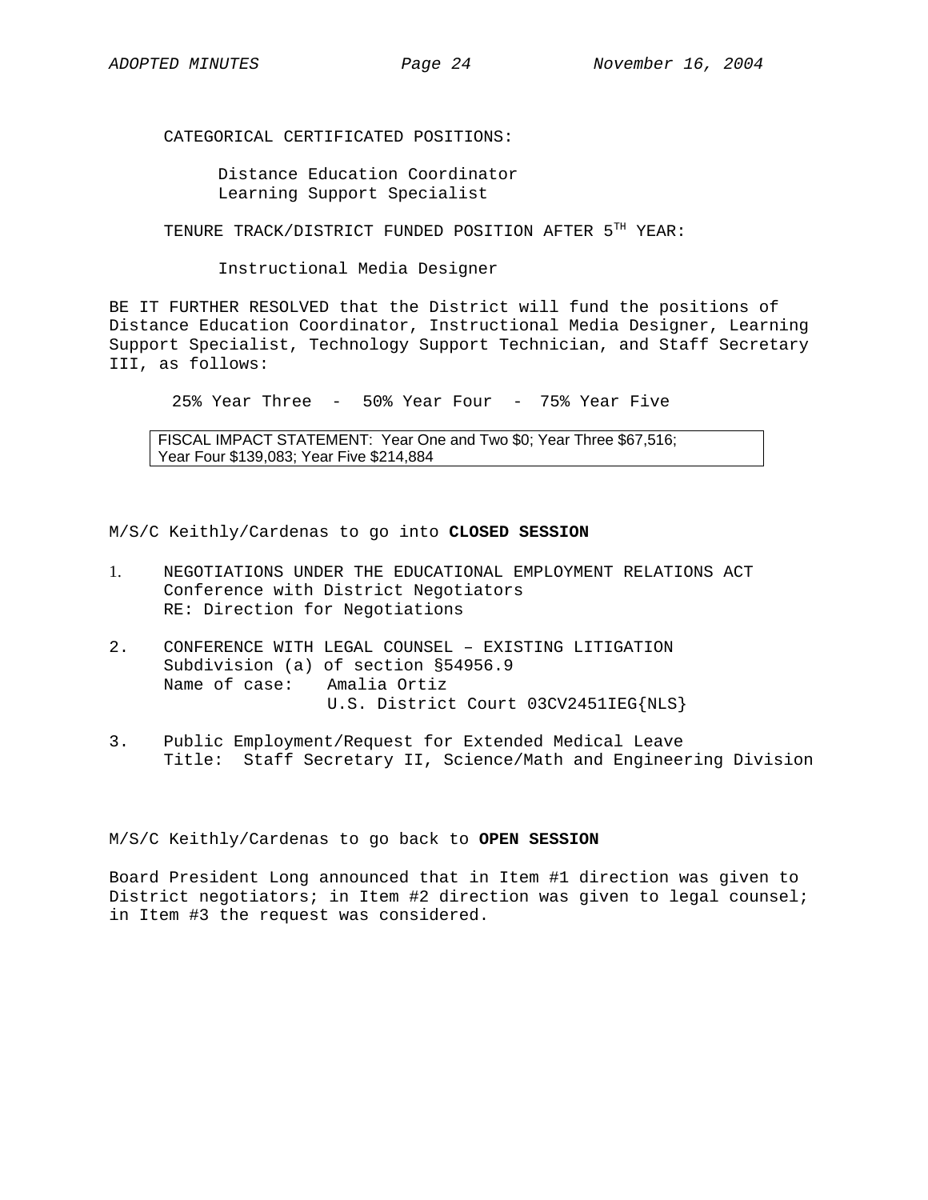CATEGORICAL CERTIFICATED POSITIONS:

Distance Education Coordinator
Learning Support Specialist

TENURE TRACK/DISTRICT FUNDED POSITION AFTER 5TH YEAR:

Instructional Media Designer

BE IT FURTHER RESOLVED that the District will fund the positions of Distance Education Coordinator, Instructional Media Designer, Learning Support Specialist, Technology Support Technician, and Staff Secretary III, as follows:

25% Year Three - 50% Year Four - 75% Year Five

| FISCAL IMPACT STATEMENT: Year One and Two $0; Year Three $67,516; Year Four $139,083; Year Five $214,884 |
|---|

M/S/C Keithly/Cardenas to go into **CLOSED SESSION**

1. NEGOTIATIONS UNDER THE EDUCATIONAL EMPLOYMENT RELATIONS ACT
   Conference with District Negotiators
   RE: Direction for Negotiations

2. CONFERENCE WITH LEGAL COUNSEL – EXISTING LITIGATION
   Subdivision (a) of section §54956.9
   Name of case: Amalia Ortiz
   U.S. District Court 03CV2451IEG{NLS}

3. Public Employment/Request for Extended Medical Leave
   Title: Staff Secretary II, Science/Math and Engineering Division

M/S/C Keithly/Cardenas to go back to **OPEN SESSION**

Board President Long announced that in Item #1 direction was given to District negotiators; in Item #2 direction was given to legal counsel; in Item #3 the request was considered.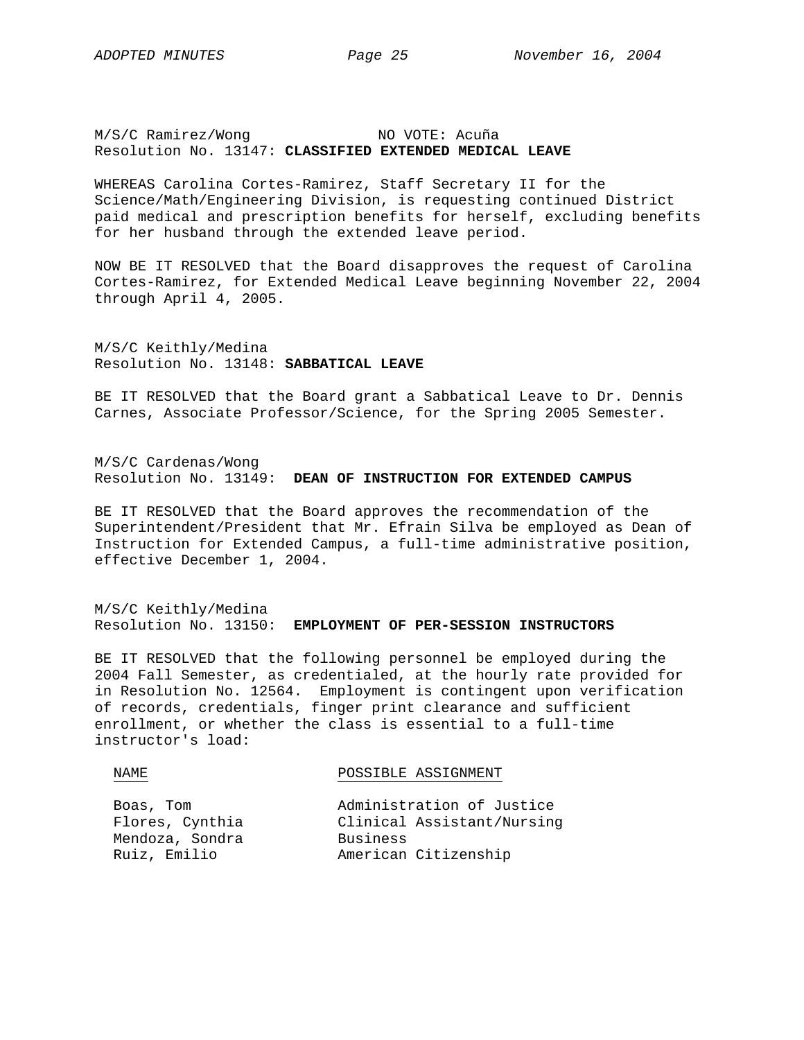M/S/C Ramirez/Wong NO VOTE: Acuña
Resolution No. 13147: **CLASSIFIED EXTENDED MEDICAL LEAVE**

WHEREAS Carolina Cortes-Ramirez, Staff Secretary II for the Science/Math/Engineering Division, is requesting continued District paid medical and prescription benefits for herself, excluding benefits for her husband through the extended leave period.

NOW BE IT RESOLVED that the Board disapproves the request of Carolina Cortes-Ramirez, for Extended Medical Leave beginning November 22, 2004 through April 4, 2005.

M/S/C Keithly/Medina
Resolution No. 13148: **SABBATICAL LEAVE**

BE IT RESOLVED that the Board grant a Sabbatical Leave to Dr. Dennis Carnes, Associate Professor/Science, for the Spring 2005 Semester.

M/S/C Cardenas/Wong
Resolution No. 13149: **DEAN OF INSTRUCTION FOR EXTENDED CAMPUS**

BE IT RESOLVED that the Board approves the recommendation of the Superintendent/President that Mr. Efrain Silva be employed as Dean of Instruction for Extended Campus, a full-time administrative position, effective December 1, 2004.

M/S/C Keithly/Medina
Resolution No. 13150: **EMPLOYMENT OF PER-SESSION INSTRUCTORS**

BE IT RESOLVED that the following personnel be employed during the 2004 Fall Semester, as credentialed, at the hourly rate provided for in Resolution No. 12564. Employment is contingent upon verification of records, credentials, finger print clearance and sufficient enrollment, or whether the class is essential to a full-time instructor's load:

| NAME | POSSIBLE ASSIGNMENT |
|---|---|
| Boas, Tom | Administration of Justice |
| Flores, Cynthia | Clinical Assistant/Nursing |
| Mendoza, Sondra | Business |
| Ruiz, Emilio | American Citizenship |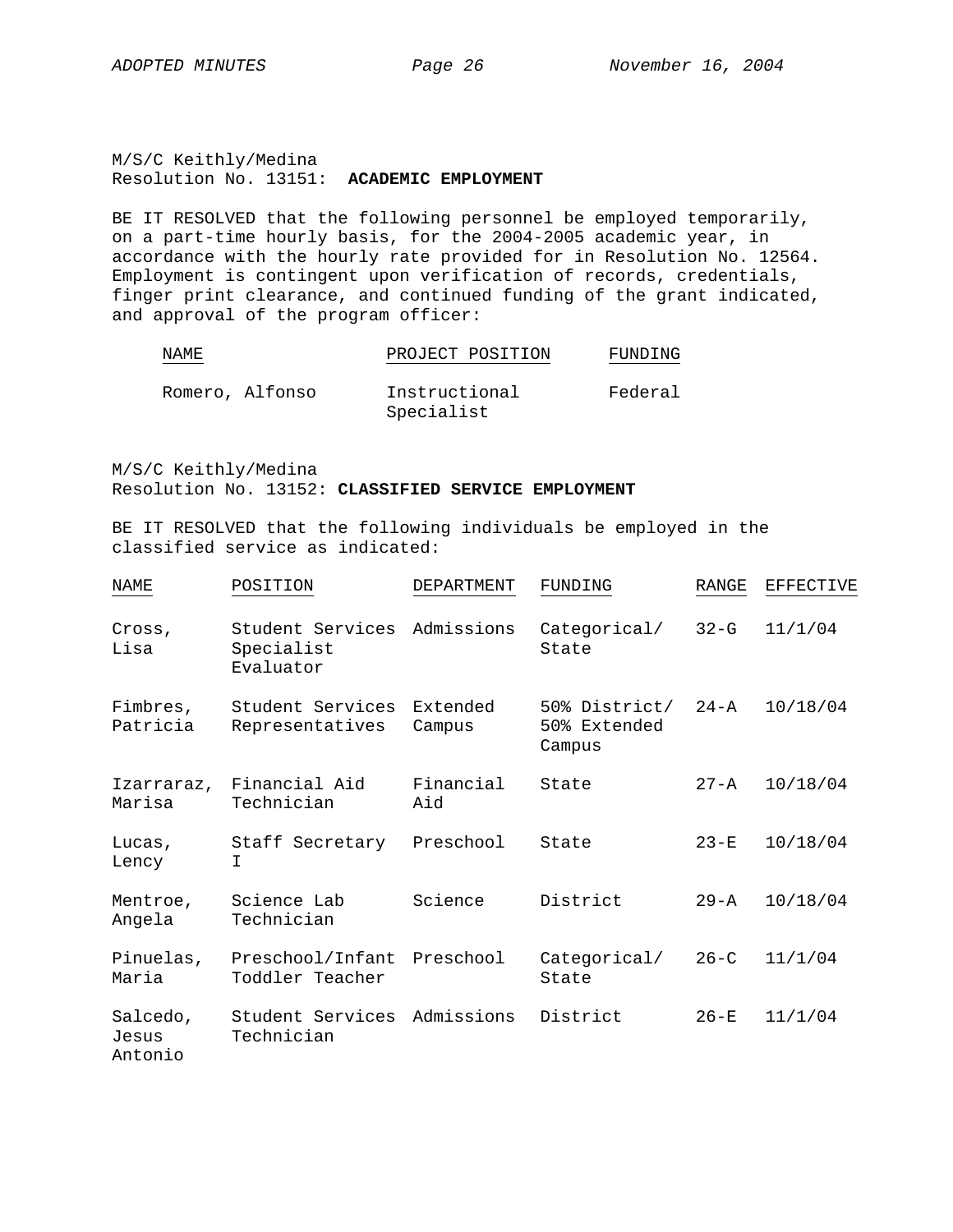M/S/C Keithly/Medina
Resolution No. 13151: **ACADEMIC EMPLOYMENT**

BE IT RESOLVED that the following personnel be employed temporarily, on a part-time hourly basis, for the 2004-2005 academic year, in accordance with the hourly rate provided for in Resolution No. 12564. Employment is contingent upon verification of records, credentials, finger print clearance, and continued funding of the grant indicated, and approval of the program officer:

| NAME | PROJECT POSITION | FUNDING |
|---|---|---|
| Romero, Alfonso | Instructional Specialist | Federal |

M/S/C Keithly/Medina
Resolution No. 13152: **CLASSIFIED SERVICE EMPLOYMENT**

BE IT RESOLVED that the following individuals be employed in the classified service as indicated:

| NAME | POSITION | DEPARTMENT | FUNDING | RANGE | EFFECTIVE |
|---|---|---|---|---|---|
| Cross, Lisa | Student Services Specialist Evaluator | Admissions | Categorical/ State | 32-G | 11/1/04 |
| Fimbres, Patricia | Student Services Representatives | Extended Campus | 50% District/ 50% Extended Campus | 24-A | 10/18/04 |
| Izarraraz, Marisa | Financial Aid Technician | Financial Aid | State | 27-A | 10/18/04 |
| Lucas, Lency | Staff Secretary I | Preschool | State | 23-E | 10/18/04 |
| Mentroe, Angela | Science Lab Technician | Science | District | 29-A | 10/18/04 |
| Pinuelas, Maria | Preschool/Infant Toddler Teacher | Preschool | Categorical/ State | 26-C | 11/1/04 |
| Salcedo, Jesus Antonio | Student Services Technician | Admissions | District | 26-E | 11/1/04 |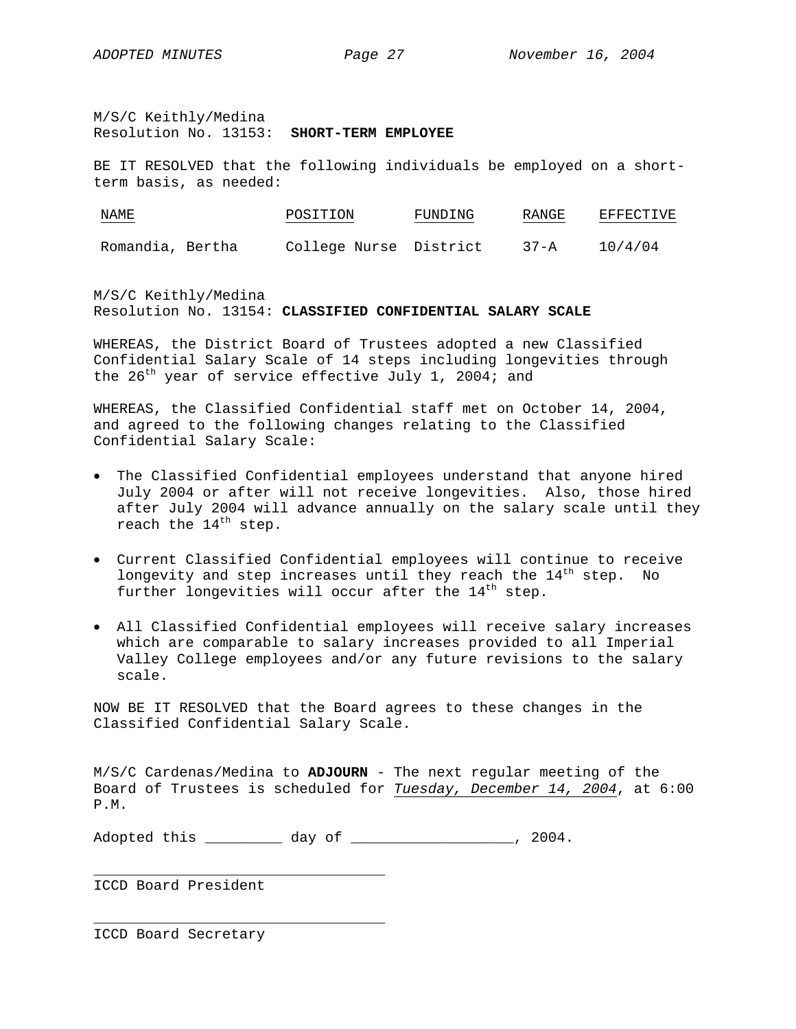M/S/C Keithly/Medina
Resolution No. 13153: **SHORT-TERM EMPLOYEE**

BE IT RESOLVED that the following individuals be employed on a short-term basis, as needed:

| NAME | POSITION | FUNDING | RANGE | EFFECTIVE |
|---|---|---|---|---|
| Romandia, Bertha | College Nurse | District | 37-A | 10/4/04 |

M/S/C Keithly/Medina
Resolution No. 13154: **CLASSIFIED CONFIDENTIAL SALARY SCALE**

WHEREAS, the District Board of Trustees adopted a new Classified Confidential Salary Scale of 14 steps including longevities through the 26th year of service effective July 1, 2004; and

WHEREAS, the Classified Confidential staff met on October 14, 2004, and agreed to the following changes relating to the Classified Confidential Salary Scale:

- The Classified Confidential employees understand that anyone hired July 2004 or after will not receive longevities. Also, those hired after July 2004 will advance annually on the salary scale until they reach the 14th step.
- Current Classified Confidential employees will continue to receive longevity and step increases until they reach the 14th step. No further longevities will occur after the 14th step.
- All Classified Confidential employees will receive salary increases which are comparable to salary increases provided to all Imperial Valley College employees and/or any future revisions to the salary scale.

NOW BE IT RESOLVED that the Board agrees to these changes in the Classified Confidential Salary Scale.

M/S/C Cardenas/Medina to **ADJOURN** - The next regular meeting of the Board of Trustees is scheduled for *Tuesday, December 14, 2004*, at 6:00 P.M.

Adopted this _________ day of __________________, 2004.

__________________________________
ICCD Board President

__________________________________
ICCD Board Secretary